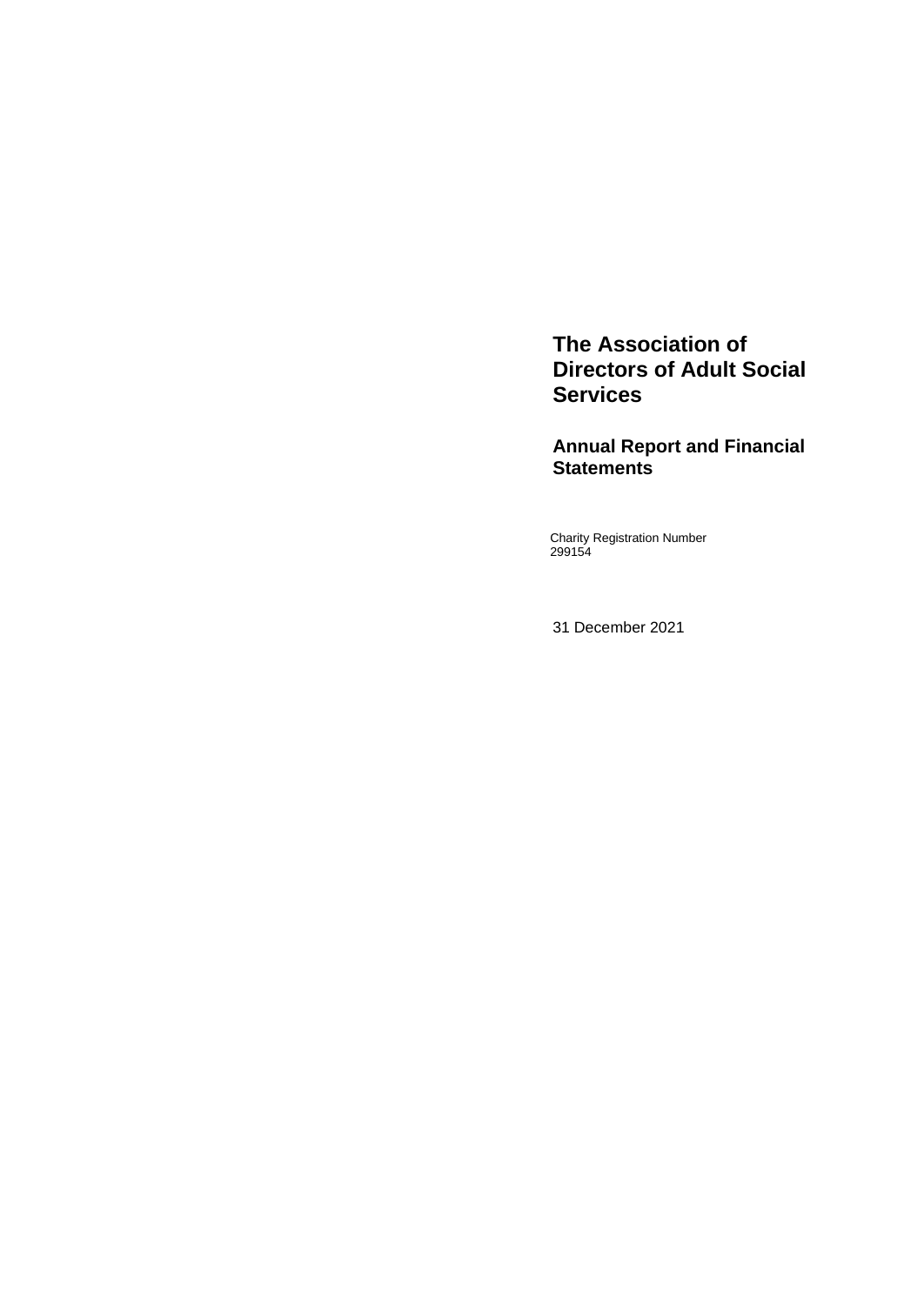# The Association of Directors of Adult Social Services

## Annual Report and Financial Statements

Charity Registration Number
299154

31 December 2021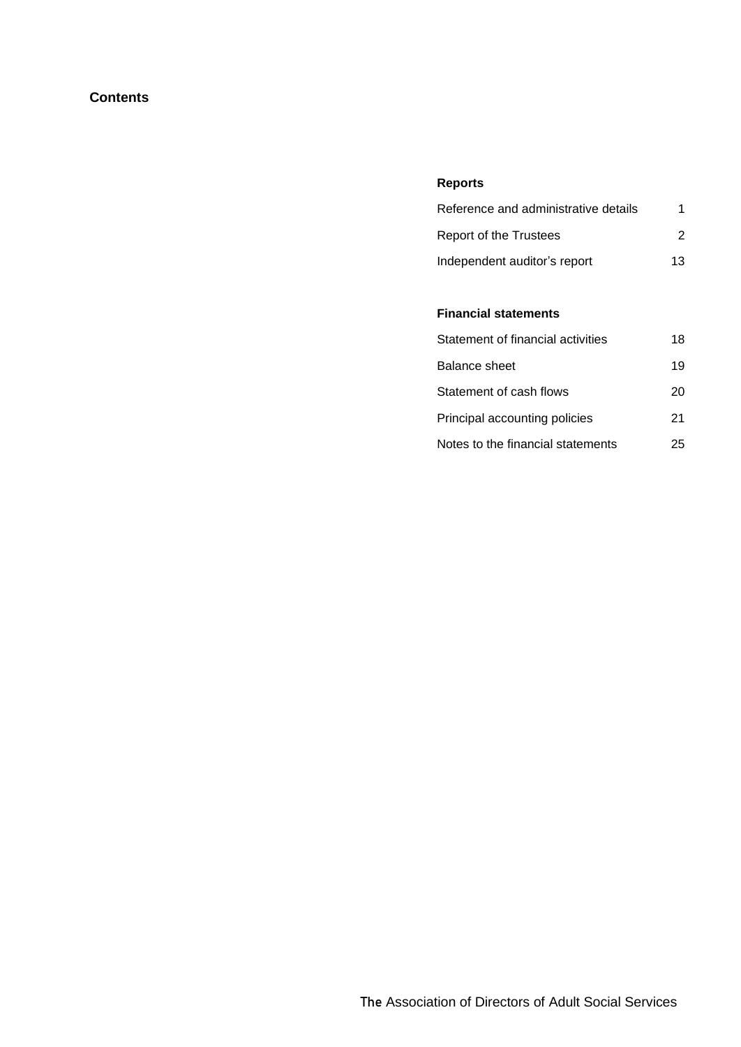# Contents

### Reports

| | |
|---|---|
| Reference and administrative details | 1 |
| Report of the Trustees | 2 |
| Independent auditor's report | 13 |

### Financial statements

| | |
|---|---|
| Statement of financial activities | 18 |
| Balance sheet | 19 |
| Statement of cash flows | 20 |
| Principal accounting policies | 21 |
| Notes to the financial statements | 25 |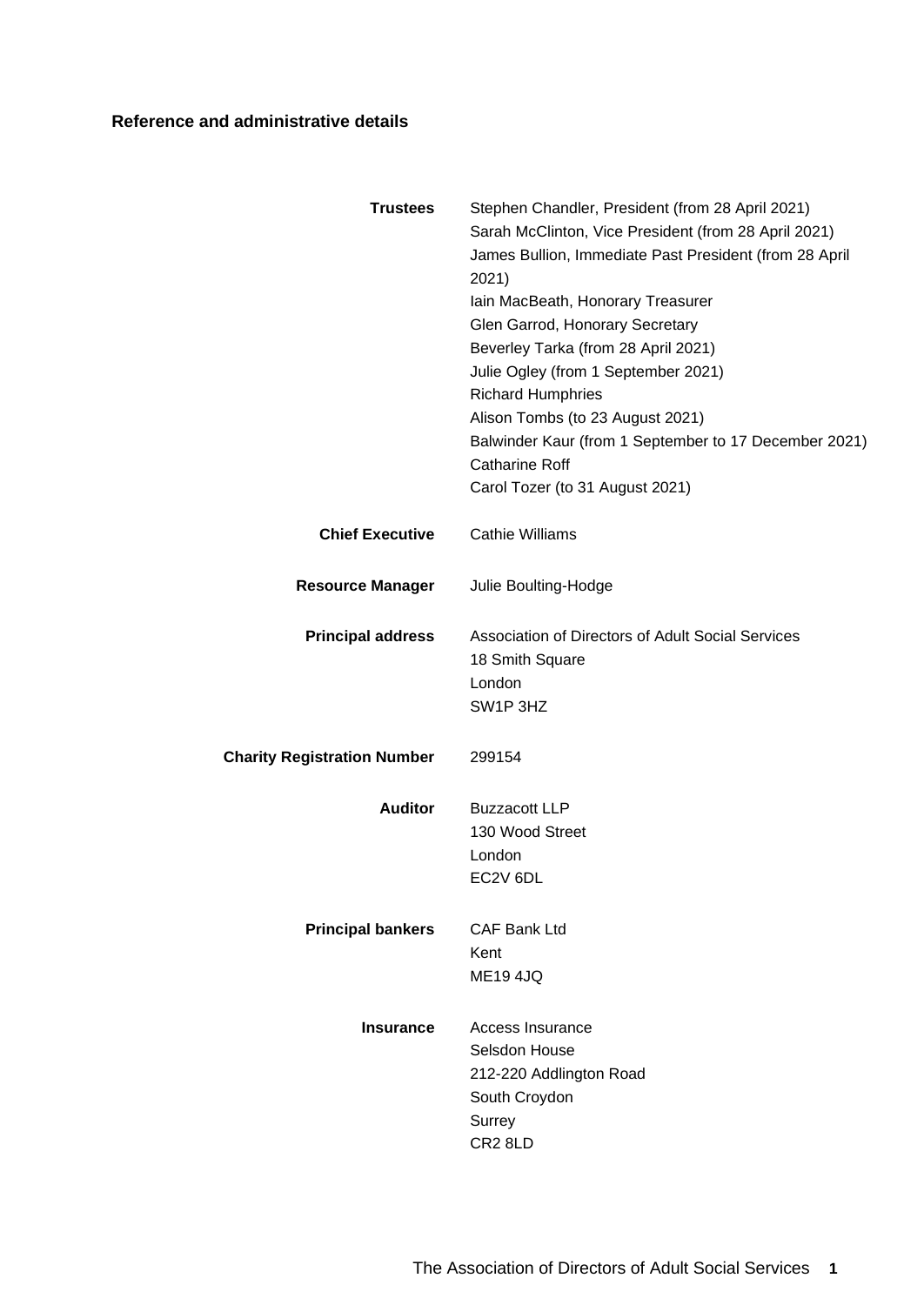## Reference and administrative details

**Trustees**
Stephen Chandler, President (from 28 April 2021)
Sarah McClinton, Vice President (from 28 April 2021)
James Bullion, Immediate Past President (from 28 April 2021)
Iain MacBeath, Honorary Treasurer
Glen Garrod, Honorary Secretary
Beverley Tarka (from 28 April 2021)
Julie Ogley (from 1 September 2021)
Richard Humphries
Alison Tombs (to 23 August 2021)
Balwinder Kaur (from 1 September to 17 December 2021)
Catharine Roff
Carol Tozer (to 31 August 2021)

**Chief Executive**
Cathie Williams

**Resource Manager**
Julie Boulting-Hodge

**Principal address**
Association of Directors of Adult Social Services
18 Smith Square
London
SW1P 3HZ

**Charity Registration Number**
299154

**Auditor**
Buzzacott LLP
130 Wood Street
London
EC2V 6DL

**Principal bankers**
CAF Bank Ltd
Kent
ME19 4JQ

**Insurance**
Access Insurance
Selsdon House
212-220 Addlington Road
South Croydon
Surrey
CR2 8LD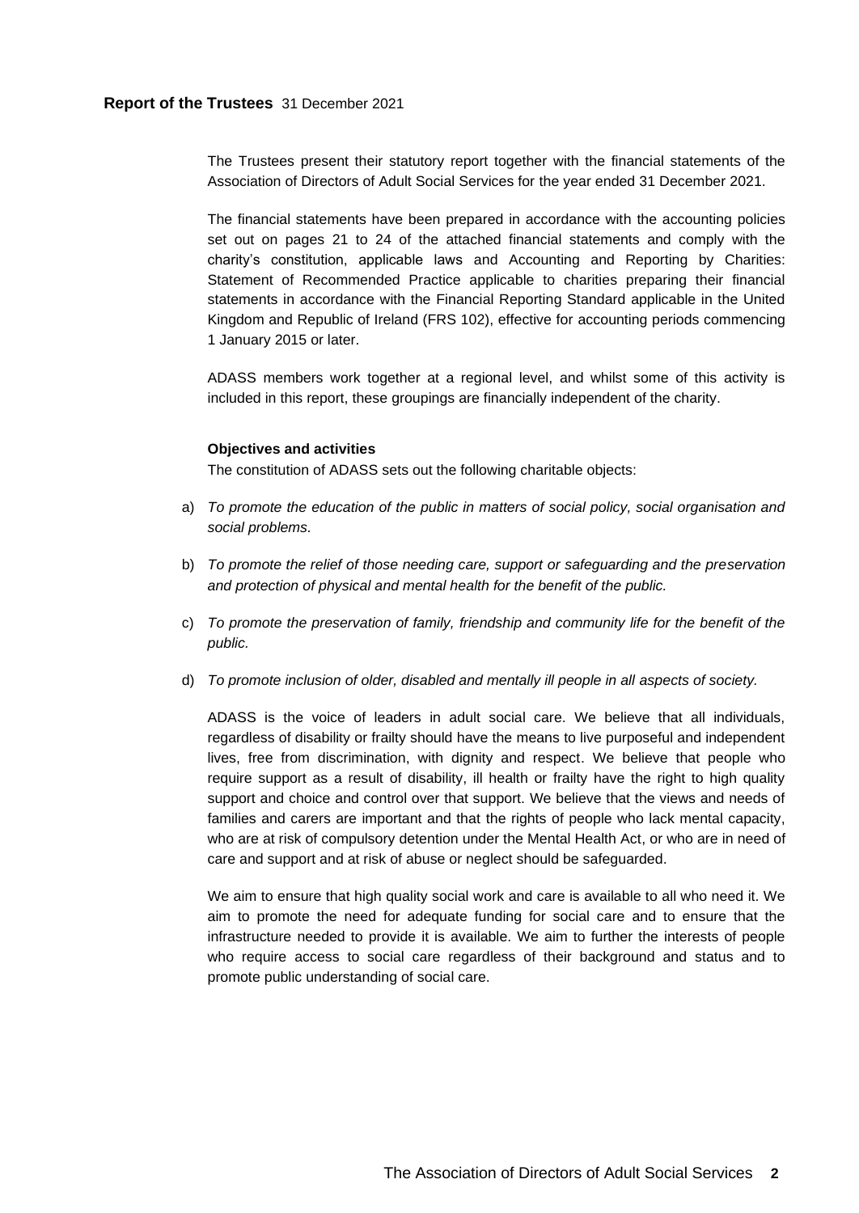# Report of the Trustees 31 December 2021

The Trustees present their statutory report together with the financial statements of the Association of Directors of Adult Social Services for the year ended 31 December 2021.

The financial statements have been prepared in accordance with the accounting policies set out on pages 21 to 24 of the attached financial statements and comply with the charity's constitution, applicable laws and Accounting and Reporting by Charities: Statement of Recommended Practice applicable to charities preparing their financial statements in accordance with the Financial Reporting Standard applicable in the United Kingdom and Republic of Ireland (FRS 102), effective for accounting periods commencing 1 January 2015 or later.

ADASS members work together at a regional level, and whilst some of this activity is included in this report, these groupings are financially independent of the charity.

## Objectives and activities

The constitution of ADASS sets out the following charitable objects:

a) *To promote the education of the public in matters of social policy, social organisation and social problems.*

b) *To promote the relief of those needing care, support or safeguarding and the preservation and protection of physical and mental health for the benefit of the public.*

c) *To promote the preservation of family, friendship and community life for the benefit of the public.*

d) *To promote inclusion of older, disabled and mentally ill people in all aspects of society.*

ADASS is the voice of leaders in adult social care. We believe that all individuals, regardless of disability or frailty should have the means to live purposeful and independent lives, free from discrimination, with dignity and respect. We believe that people who require support as a result of disability, ill health or frailty have the right to high quality support and choice and control over that support. We believe that the views and needs of families and carers are important and that the rights of people who lack mental capacity, who are at risk of compulsory detention under the Mental Health Act, or who are in need of care and support and at risk of abuse or neglect should be safeguarded.

We aim to ensure that high quality social work and care is available to all who need it. We aim to promote the need for adequate funding for social care and to ensure that the infrastructure needed to provide it is available. We aim to further the interests of people who require access to social care regardless of their background and status and to promote public understanding of social care.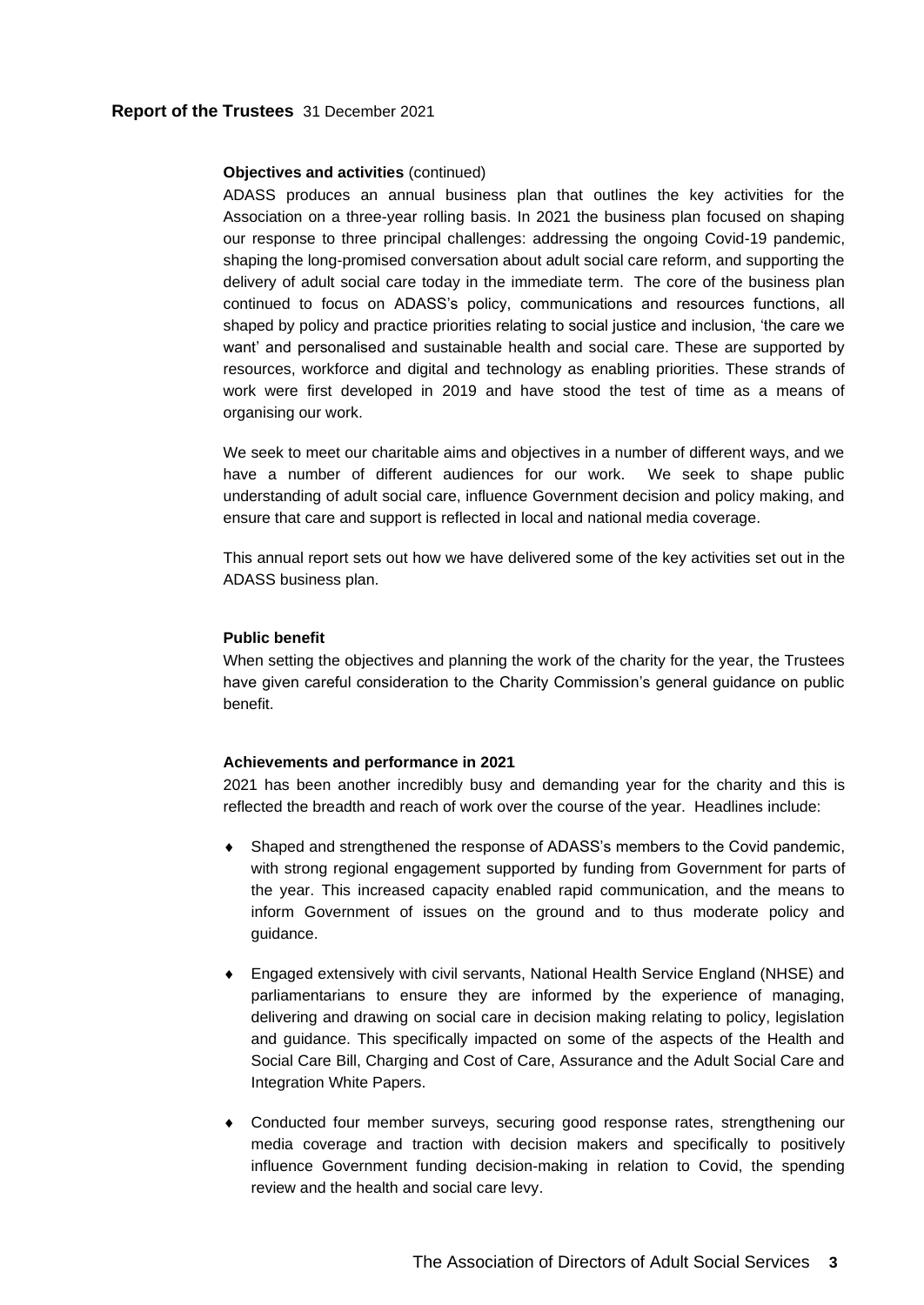**Objectives and activities** (continued)

ADASS produces an annual business plan that outlines the key activities for the Association on a three-year rolling basis. In 2021 the business plan focused on shaping our response to three principal challenges: addressing the ongoing Covid-19 pandemic, shaping the long-promised conversation about adult social care reform, and supporting the delivery of adult social care today in the immediate term. The core of the business plan continued to focus on ADASS's policy, communications and resources functions, all shaped by policy and practice priorities relating to social justice and inclusion, 'the care we want' and personalised and sustainable health and social care. These are supported by resources, workforce and digital and technology as enabling priorities. These strands of work were first developed in 2019 and have stood the test of time as a means of organising our work.

We seek to meet our charitable aims and objectives in a number of different ways, and we have a number of different audiences for our work. We seek to shape public understanding of adult social care, influence Government decision and policy making, and ensure that care and support is reflected in local and national media coverage.

This annual report sets out how we have delivered some of the key activities set out in the ADASS business plan.

**Public benefit**

When setting the objectives and planning the work of the charity for the year, the Trustees have given careful consideration to the Charity Commission's general guidance on public benefit.

**Achievements and performance in 2021**

2021 has been another incredibly busy and demanding year for the charity and this is reflected the breadth and reach of work over the course of the year. Headlines include:

- Shaped and strengthened the response of ADASS's members to the Covid pandemic, with strong regional engagement supported by funding from Government for parts of the year. This increased capacity enabled rapid communication, and the means to inform Government of issues on the ground and to thus moderate policy and guidance.
- Engaged extensively with civil servants, National Health Service England (NHSE) and parliamentarians to ensure they are informed by the experience of managing, delivering and drawing on social care in decision making relating to policy, legislation and guidance. This specifically impacted on some of the aspects of the Health and Social Care Bill, Charging and Cost of Care, Assurance and the Adult Social Care and Integration White Papers.
- Conducted four member surveys, securing good response rates, strengthening our media coverage and traction with decision makers and specifically to positively influence Government funding decision-making in relation to Covid, the spending review and the health and social care levy.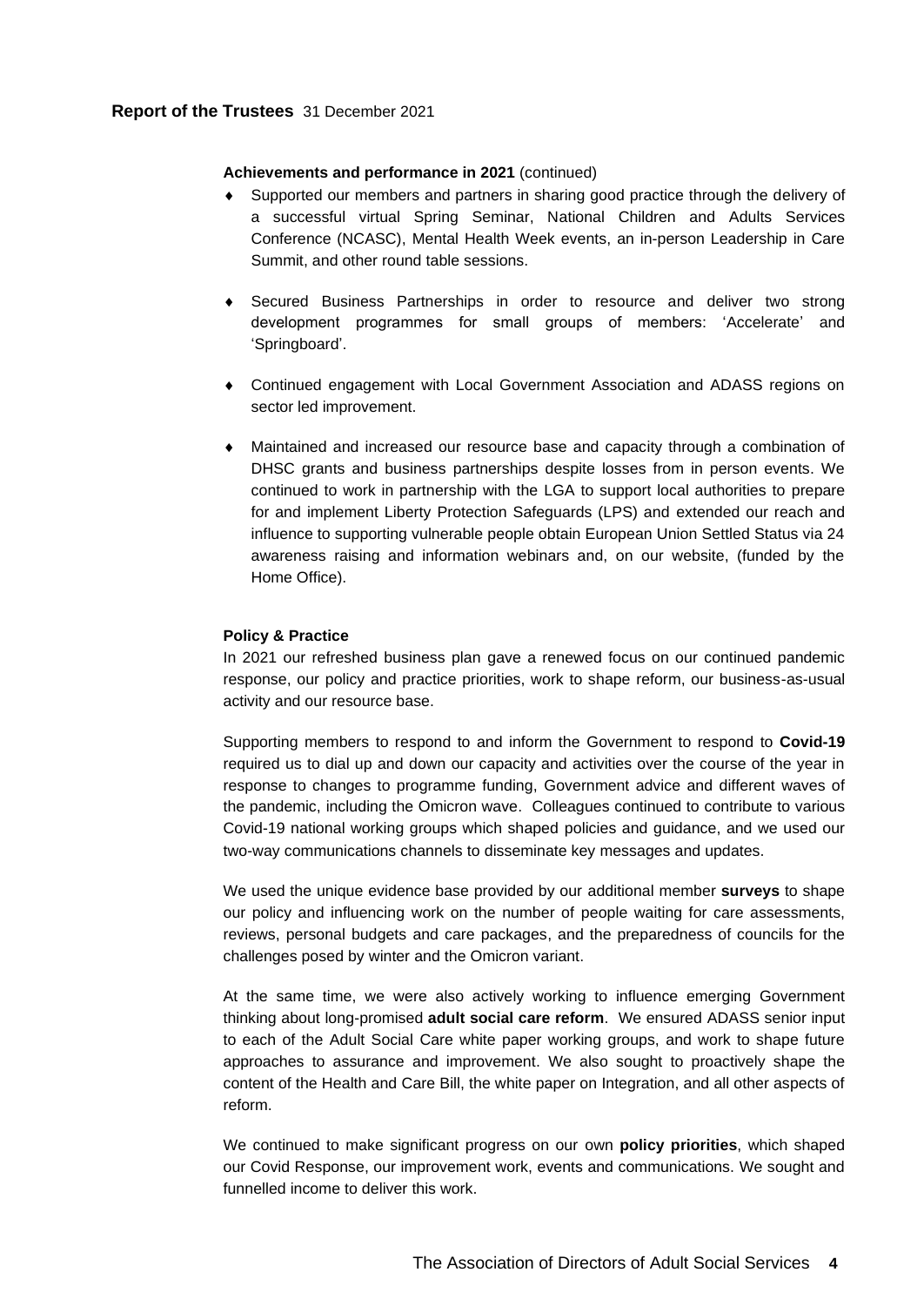**Achievements and performance in 2021** (continued)

- Supported our members and partners in sharing good practice through the delivery of a successful virtual Spring Seminar, National Children and Adults Services Conference (NCASC), Mental Health Week events, an in-person Leadership in Care Summit, and other round table sessions.
- Secured Business Partnerships in order to resource and deliver two strong development programmes for small groups of members: 'Accelerate' and 'Springboard'.
- Continued engagement with Local Government Association and ADASS regions on sector led improvement.
- Maintained and increased our resource base and capacity through a combination of DHSC grants and business partnerships despite losses from in person events. We continued to work in partnership with the LGA to support local authorities to prepare for and implement Liberty Protection Safeguards (LPS) and extended our reach and influence to supporting vulnerable people obtain European Union Settled Status via 24 awareness raising and information webinars and, on our website, (funded by the Home Office).

**Policy & Practice**

In 2021 our refreshed business plan gave a renewed focus on our continued pandemic response, our policy and practice priorities, work to shape reform, our business-as-usual activity and our resource base.

Supporting members to respond to and inform the Government to respond to **Covid-19** required us to dial up and down our capacity and activities over the course of the year in response to changes to programme funding, Government advice and different waves of the pandemic, including the Omicron wave. Colleagues continued to contribute to various Covid-19 national working groups which shaped policies and guidance, and we used our two-way communications channels to disseminate key messages and updates.

We used the unique evidence base provided by our additional member **surveys** to shape our policy and influencing work on the number of people waiting for care assessments, reviews, personal budgets and care packages, and the preparedness of councils for the challenges posed by winter and the Omicron variant.

At the same time, we were also actively working to influence emerging Government thinking about long-promised **adult social care reform**. We ensured ADASS senior input to each of the Adult Social Care white paper working groups, and work to shape future approaches to assurance and improvement. We also sought to proactively shape the content of the Health and Care Bill, the white paper on Integration, and all other aspects of reform.

We continued to make significant progress on our own **policy priorities**, which shaped our Covid Response, our improvement work, events and communications. We sought and funnelled income to deliver this work.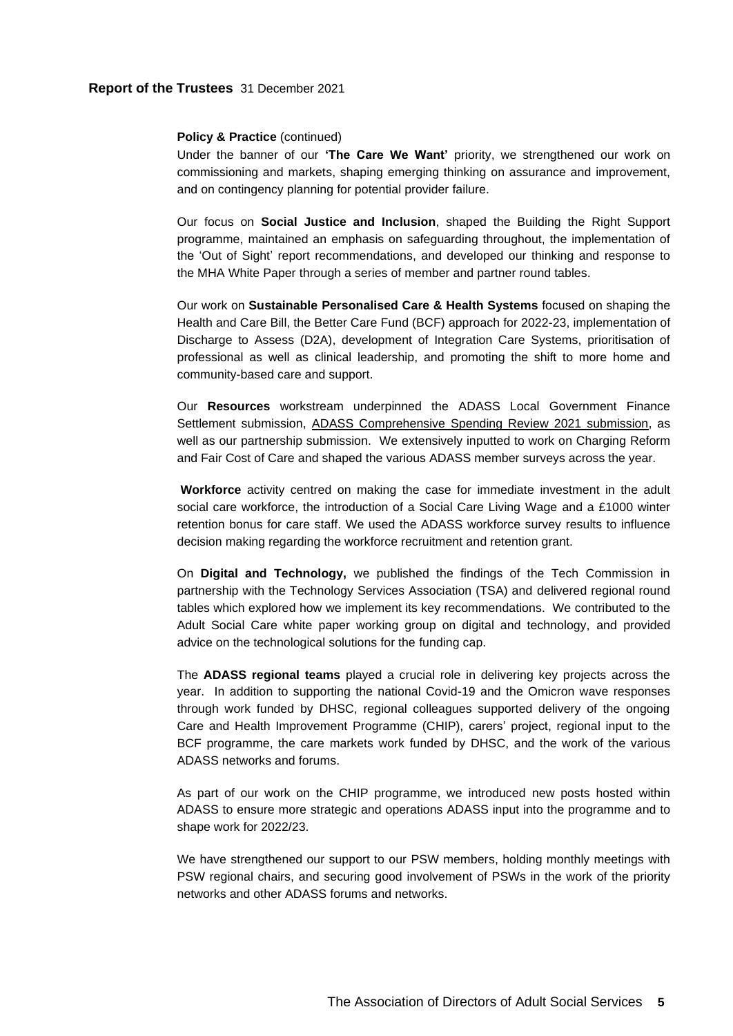**Policy & Practice** (continued)

Under the banner of our **'The Care We Want'** priority, we strengthened our work on commissioning and markets, shaping emerging thinking on assurance and improvement, and on contingency planning for potential provider failure.

Our focus on **Social Justice and Inclusion**, shaped the Building the Right Support programme, maintained an emphasis on safeguarding throughout, the implementation of the 'Out of Sight' report recommendations, and developed our thinking and response to the MHA White Paper through a series of member and partner round tables.

Our work on **Sustainable Personalised Care & Health Systems** focused on shaping the Health and Care Bill, the Better Care Fund (BCF) approach for 2022-23, implementation of Discharge to Assess (D2A), development of Integration Care Systems, prioritisation of professional as well as clinical leadership, and promoting the shift to more home and community-based care and support.

Our **Resources** workstream underpinned the ADASS Local Government Finance Settlement submission, ADASS Comprehensive Spending Review 2021 submission, as well as our partnership submission. We extensively inputted to work on Charging Reform and Fair Cost of Care and shaped the various ADASS member surveys across the year.

**Workforce** activity centred on making the case for immediate investment in the adult social care workforce, the introduction of a Social Care Living Wage and a £1000 winter retention bonus for care staff. We used the ADASS workforce survey results to influence decision making regarding the workforce recruitment and retention grant.

On **Digital and Technology,** we published the findings of the Tech Commission in partnership with the Technology Services Association (TSA) and delivered regional round tables which explored how we implement its key recommendations. We contributed to the Adult Social Care white paper working group on digital and technology, and provided advice on the technological solutions for the funding cap.

The **ADASS regional teams** played a crucial role in delivering key projects across the year. In addition to supporting the national Covid-19 and the Omicron wave responses through work funded by DHSC, regional colleagues supported delivery of the ongoing Care and Health Improvement Programme (CHIP), carers' project, regional input to the BCF programme, the care markets work funded by DHSC, and the work of the various ADASS networks and forums.

As part of our work on the CHIP programme, we introduced new posts hosted within ADASS to ensure more strategic and operations ADASS input into the programme and to shape work for 2022/23.

We have strengthened our support to our PSW members, holding monthly meetings with PSW regional chairs, and securing good involvement of PSWs in the work of the priority networks and other ADASS forums and networks.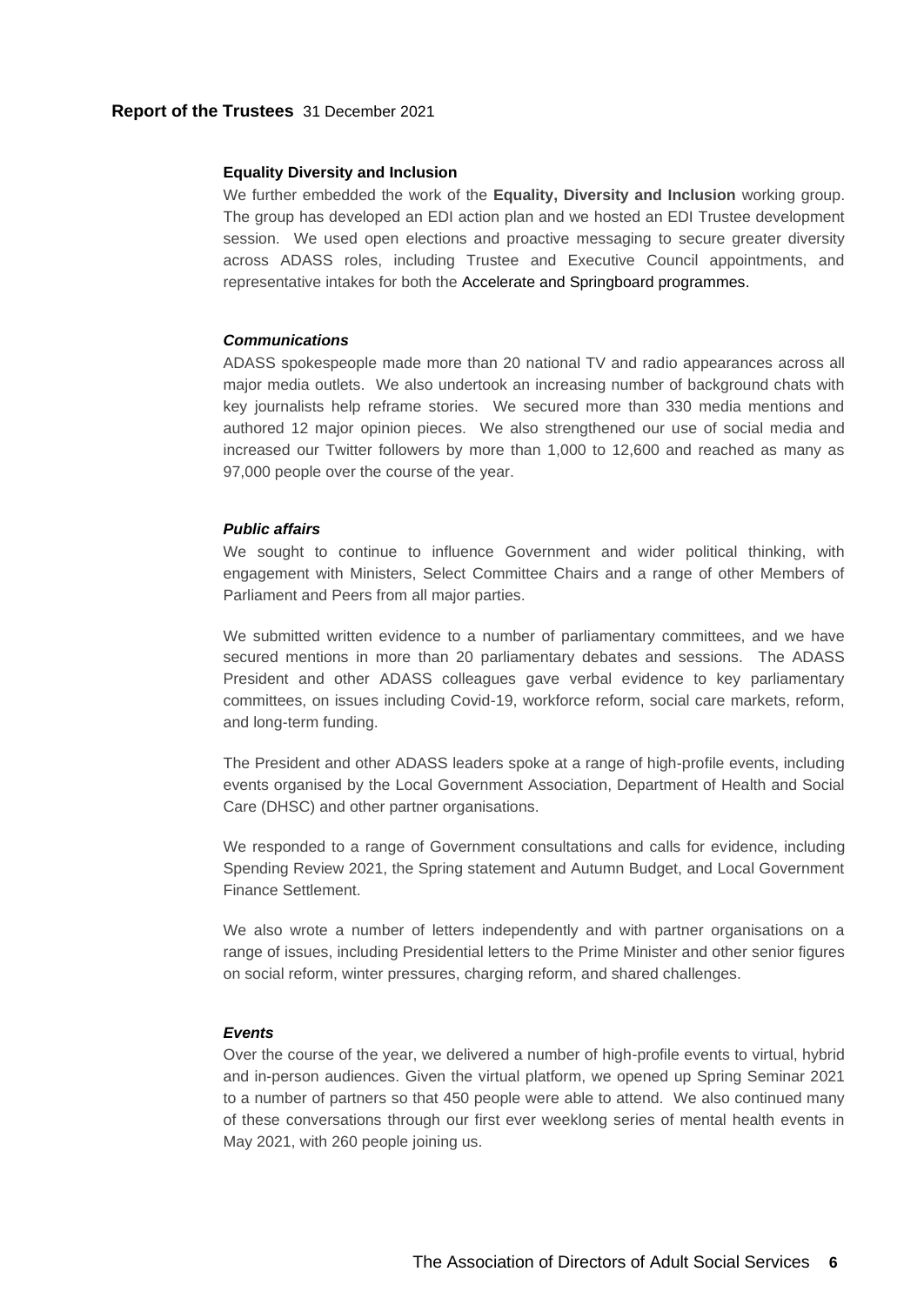### Equality Diversity and Inclusion

We further embedded the work of the **Equality, Diversity and Inclusion** working group. The group has developed an EDI action plan and we hosted an EDI Trustee development session. We used open elections and proactive messaging to secure greater diversity across ADASS roles, including Trustee and Executive Council appointments, and representative intakes for both the Accelerate and Springboard programmes.

### *Communications*

ADASS spokespeople made more than 20 national TV and radio appearances across all major media outlets. We also undertook an increasing number of background chats with key journalists help reframe stories. We secured more than 330 media mentions and authored 12 major opinion pieces. We also strengthened our use of social media and increased our Twitter followers by more than 1,000 to 12,600 and reached as many as 97,000 people over the course of the year.

### *Public affairs*

We sought to continue to influence Government and wider political thinking, with engagement with Ministers, Select Committee Chairs and a range of other Members of Parliament and Peers from all major parties.

We submitted written evidence to a number of parliamentary committees, and we have secured mentions in more than 20 parliamentary debates and sessions. The ADASS President and other ADASS colleagues gave verbal evidence to key parliamentary committees, on issues including Covid-19, workforce reform, social care markets, reform, and long-term funding.

The President and other ADASS leaders spoke at a range of high-profile events, including events organised by the Local Government Association, Department of Health and Social Care (DHSC) and other partner organisations.

We responded to a range of Government consultations and calls for evidence, including Spending Review 2021, the Spring statement and Autumn Budget, and Local Government Finance Settlement.

We also wrote a number of letters independently and with partner organisations on a range of issues, including Presidential letters to the Prime Minister and other senior figures on social reform, winter pressures, charging reform, and shared challenges.

### *Events*

Over the course of the year, we delivered a number of high-profile events to virtual, hybrid and in-person audiences. Given the virtual platform, we opened up Spring Seminar 2021 to a number of partners so that 450 people were able to attend. We also continued many of these conversations through our first ever weeklong series of mental health events in May 2021, with 260 people joining us.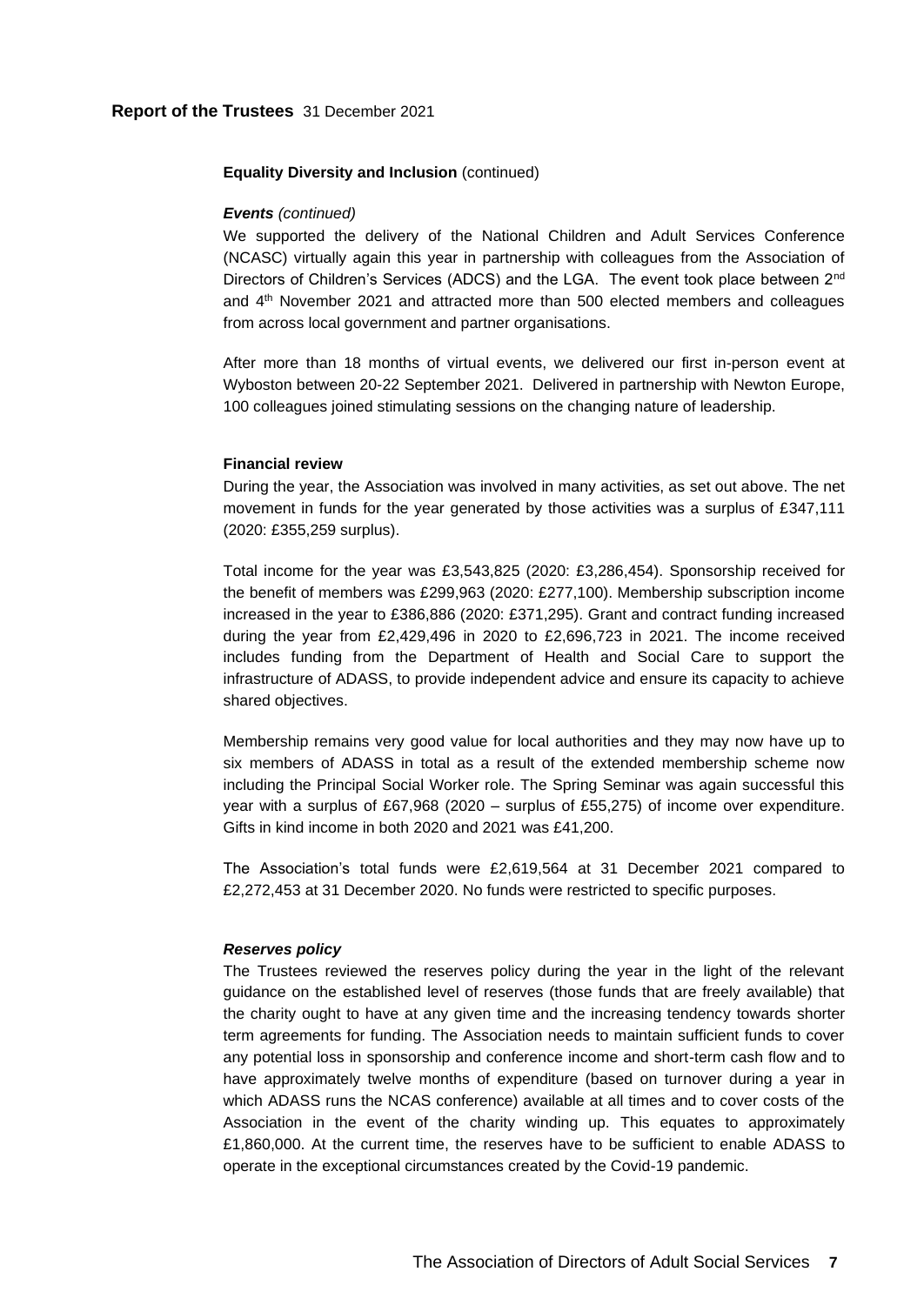**Equality Diversity and Inclusion** (continued)

***Events*** *(continued)*

We supported the delivery of the National Children and Adult Services Conference (NCASC) virtually again this year in partnership with colleagues from the Association of Directors of Children's Services (ADCS) and the LGA. The event took place between 2nd and 4th November 2021 and attracted more than 500 elected members and colleagues from across local government and partner organisations.

After more than 18 months of virtual events, we delivered our first in-person event at Wyboston between 20-22 September 2021. Delivered in partnership with Newton Europe, 100 colleagues joined stimulating sessions on the changing nature of leadership.

**Financial review**

During the year, the Association was involved in many activities, as set out above. The net movement in funds for the year generated by those activities was a surplus of £347,111 (2020: £355,259 surplus).

Total income for the year was £3,543,825 (2020: £3,286,454). Sponsorship received for the benefit of members was £299,963 (2020: £277,100). Membership subscription income increased in the year to £386,886 (2020: £371,295). Grant and contract funding increased during the year from £2,429,496 in 2020 to £2,696,723 in 2021. The income received includes funding from the Department of Health and Social Care to support the infrastructure of ADASS, to provide independent advice and ensure its capacity to achieve shared objectives.

Membership remains very good value for local authorities and they may now have up to six members of ADASS in total as a result of the extended membership scheme now including the Principal Social Worker role. The Spring Seminar was again successful this year with a surplus of £67,968 (2020 – surplus of £55,275) of income over expenditure. Gifts in kind income in both 2020 and 2021 was £41,200.

The Association's total funds were £2,619,564 at 31 December 2021 compared to £2,272,453 at 31 December 2020. No funds were restricted to specific purposes.

***Reserves policy***

The Trustees reviewed the reserves policy during the year in the light of the relevant guidance on the established level of reserves (those funds that are freely available) that the charity ought to have at any given time and the increasing tendency towards shorter term agreements for funding. The Association needs to maintain sufficient funds to cover any potential loss in sponsorship and conference income and short-term cash flow and to have approximately twelve months of expenditure (based on turnover during a year in which ADASS runs the NCAS conference) available at all times and to cover costs of the Association in the event of the charity winding up. This equates to approximately £1,860,000. At the current time, the reserves have to be sufficient to enable ADASS to operate in the exceptional circumstances created by the Covid-19 pandemic.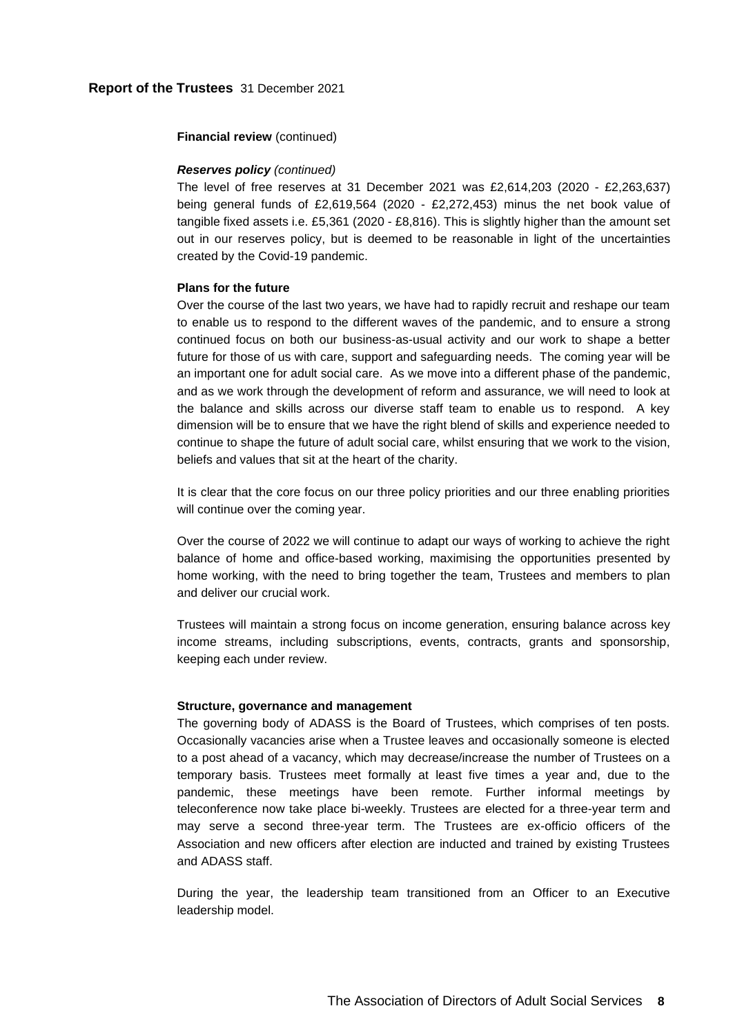**Financial review** (continued)

***Reserves policy*** *(continued)*

The level of free reserves at 31 December 2021 was £2,614,203 (2020 - £2,263,637) being general funds of £2,619,564 (2020 - £2,272,453) minus the net book value of tangible fixed assets i.e. £5,361 (2020 - £8,816). This is slightly higher than the amount set out in our reserves policy, but is deemed to be reasonable in light of the uncertainties created by the Covid-19 pandemic.

**Plans for the future**

Over the course of the last two years, we have had to rapidly recruit and reshape our team to enable us to respond to the different waves of the pandemic, and to ensure a strong continued focus on both our business-as-usual activity and our work to shape a better future for those of us with care, support and safeguarding needs. The coming year will be an important one for adult social care. As we move into a different phase of the pandemic, and as we work through the development of reform and assurance, we will need to look at the balance and skills across our diverse staff team to enable us to respond. A key dimension will be to ensure that we have the right blend of skills and experience needed to continue to shape the future of adult social care, whilst ensuring that we work to the vision, beliefs and values that sit at the heart of the charity.

It is clear that the core focus on our three policy priorities and our three enabling priorities will continue over the coming year.

Over the course of 2022 we will continue to adapt our ways of working to achieve the right balance of home and office-based working, maximising the opportunities presented by home working, with the need to bring together the team, Trustees and members to plan and deliver our crucial work.

Trustees will maintain a strong focus on income generation, ensuring balance across key income streams, including subscriptions, events, contracts, grants and sponsorship, keeping each under review.

**Structure, governance and management**

The governing body of ADASS is the Board of Trustees, which comprises of ten posts. Occasionally vacancies arise when a Trustee leaves and occasionally someone is elected to a post ahead of a vacancy, which may decrease/increase the number of Trustees on a temporary basis. Trustees meet formally at least five times a year and, due to the pandemic, these meetings have been remote. Further informal meetings by teleconference now take place bi-weekly. Trustees are elected for a three-year term and may serve a second three-year term. The Trustees are ex-officio officers of the Association and new officers after election are inducted and trained by existing Trustees and ADASS staff.

During the year, the leadership team transitioned from an Officer to an Executive leadership model.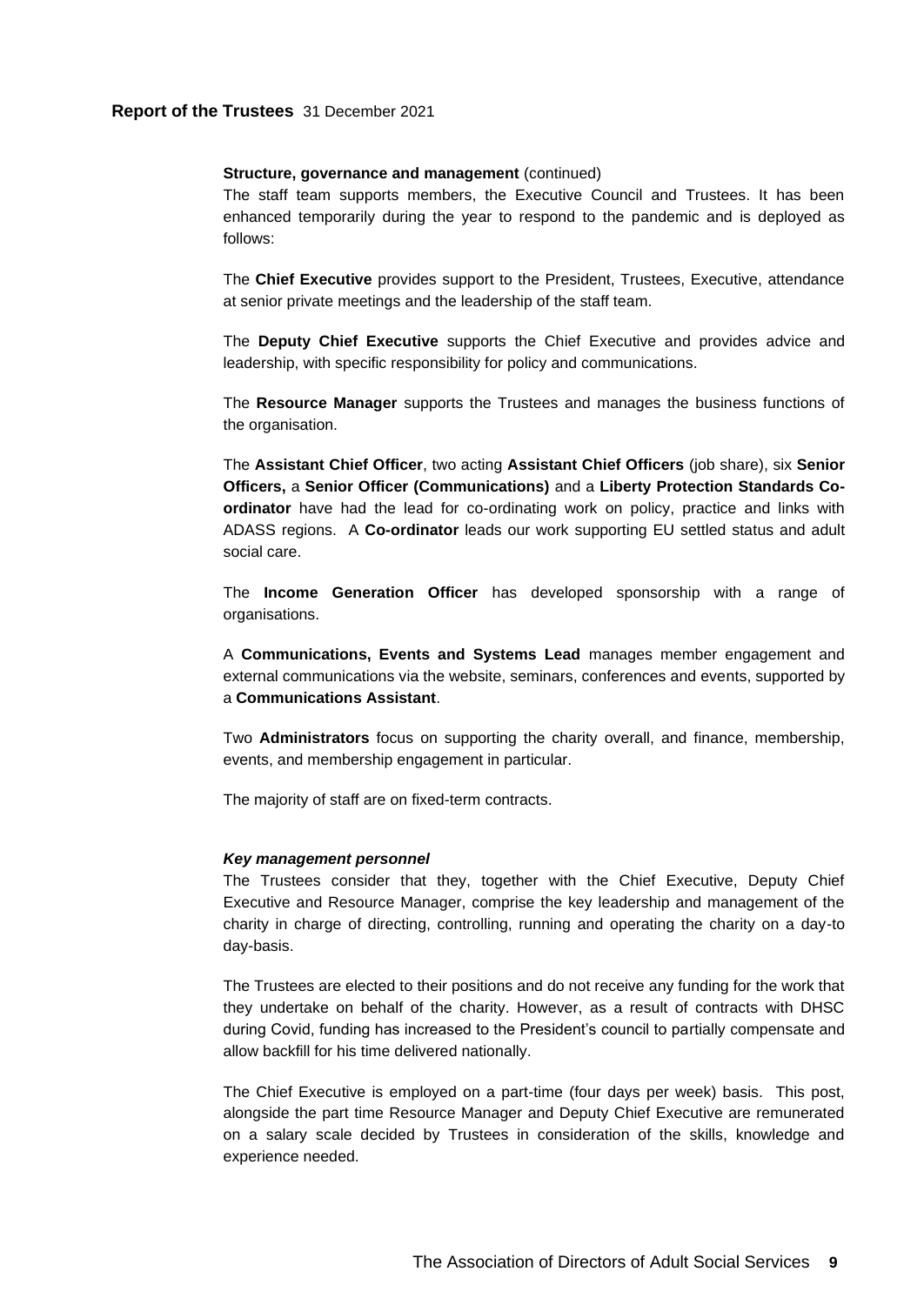**Structure, governance and management** (continued)

The staff team supports members, the Executive Council and Trustees. It has been enhanced temporarily during the year to respond to the pandemic and is deployed as follows:

The **Chief Executive** provides support to the President, Trustees, Executive, attendance at senior private meetings and the leadership of the staff team.

The **Deputy Chief Executive** supports the Chief Executive and provides advice and leadership, with specific responsibility for policy and communications.

The **Resource Manager** supports the Trustees and manages the business functions of the organisation.

The **Assistant Chief Officer**, two acting **Assistant Chief Officers** (job share), six **Senior Officers,** a **Senior Officer (Communications)** and a **Liberty Protection Standards Co-ordinator** have had the lead for co-ordinating work on policy, practice and links with ADASS regions. A **Co-ordinator** leads our work supporting EU settled status and adult social care.

The **Income Generation Officer** has developed sponsorship with a range of organisations.

A **Communications, Events and Systems Lead** manages member engagement and external communications via the website, seminars, conferences and events, supported by a **Communications Assistant**.

Two **Administrators** focus on supporting the charity overall, and finance, membership, events, and membership engagement in particular.

The majority of staff are on fixed-term contracts.

***Key management personnel***

The Trustees consider that they, together with the Chief Executive, Deputy Chief Executive and Resource Manager, comprise the key leadership and management of the charity in charge of directing, controlling, running and operating the charity on a day-to day-basis.

The Trustees are elected to their positions and do not receive any funding for the work that they undertake on behalf of the charity. However, as a result of contracts with DHSC during Covid, funding has increased to the President's council to partially compensate and allow backfill for his time delivered nationally.

The Chief Executive is employed on a part-time (four days per week) basis. This post, alongside the part time Resource Manager and Deputy Chief Executive are remunerated on a salary scale decided by Trustees in consideration of the skills, knowledge and experience needed.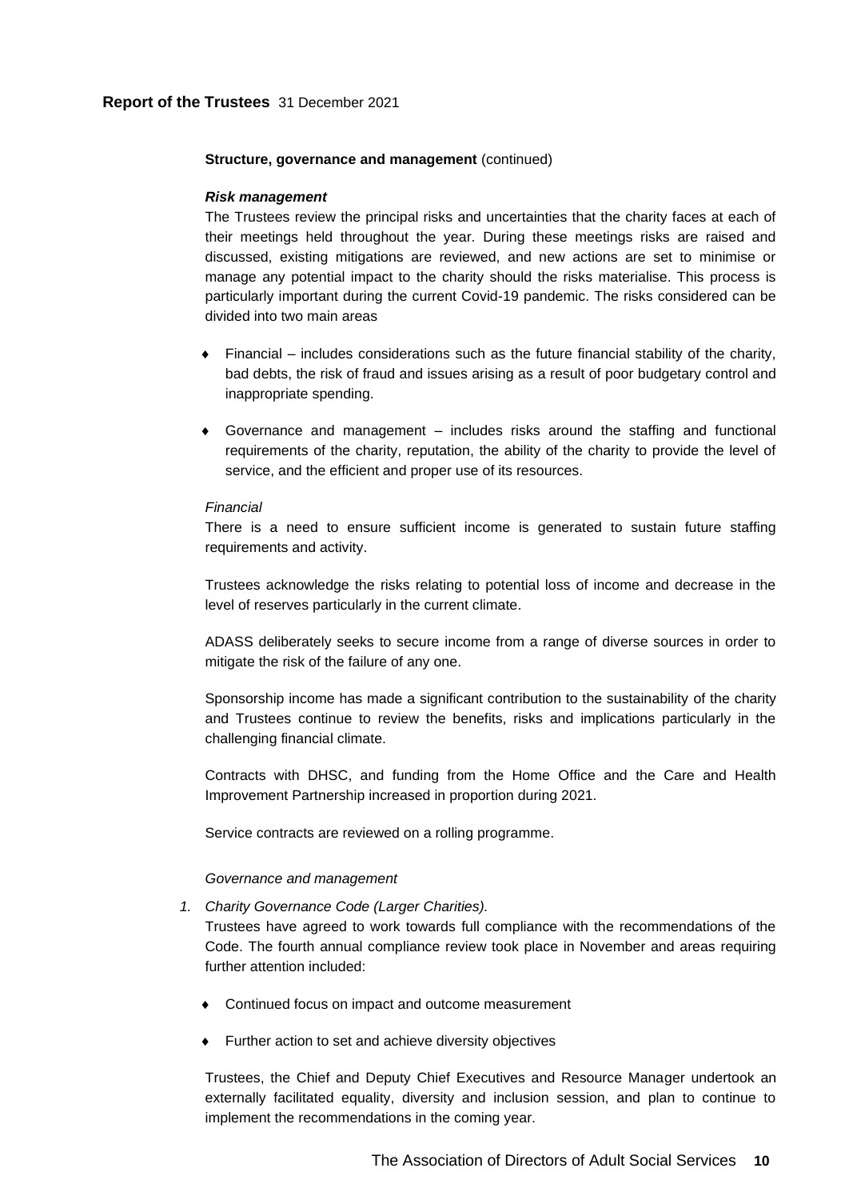**Structure, governance and management** (continued)

***Risk management***

The Trustees review the principal risks and uncertainties that the charity faces at each of their meetings held throughout the year. During these meetings risks are raised and discussed, existing mitigations are reviewed, and new actions are set to minimise or manage any potential impact to the charity should the risks materialise. This process is particularly important during the current Covid-19 pandemic. The risks considered can be divided into two main areas

- Financial – includes considerations such as the future financial stability of the charity, bad debts, the risk of fraud and issues arising as a result of poor budgetary control and inappropriate spending.
- Governance and management – includes risks around the staffing and functional requirements of the charity, reputation, the ability of the charity to provide the level of service, and the efficient and proper use of its resources.

*Financial*

There is a need to ensure sufficient income is generated to sustain future staffing requirements and activity.

Trustees acknowledge the risks relating to potential loss of income and decrease in the level of reserves particularly in the current climate.

ADASS deliberately seeks to secure income from a range of diverse sources in order to mitigate the risk of the failure of any one.

Sponsorship income has made a significant contribution to the sustainability of the charity and Trustees continue to review the benefits, risks and implications particularly in the challenging financial climate.

Contracts with DHSC, and funding from the Home Office and the Care and Health Improvement Partnership increased in proportion during 2021.

Service contracts are reviewed on a rolling programme.

*Governance and management*

1. *Charity Governance Code (Larger Charities).*

   Trustees have agreed to work towards full compliance with the recommendations of the Code. The fourth annual compliance review took place in November and areas requiring further attention included:

   - Continued focus on impact and outcome measurement
   - Further action to set and achieve diversity objectives

   Trustees, the Chief and Deputy Chief Executives and Resource Manager undertook an externally facilitated equality, diversity and inclusion session, and plan to continue to implement the recommendations in the coming year.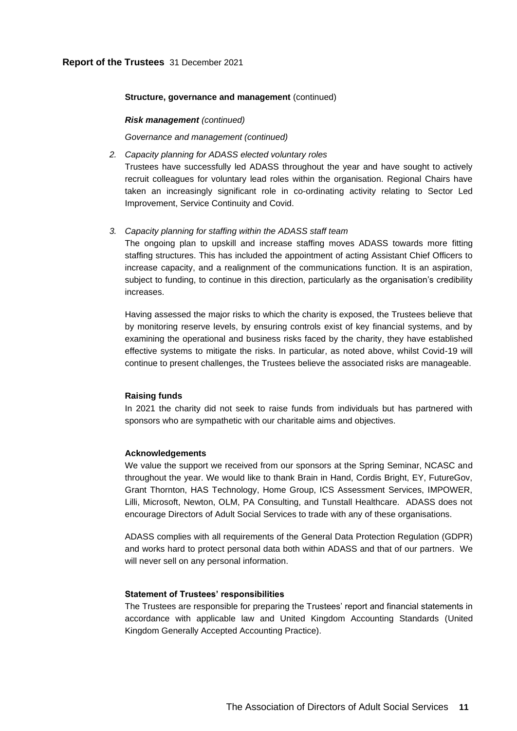**Structure, governance and management** (continued)

***Risk management** (continued)*

*Governance and management (continued)*

2. *Capacity planning for ADASS elected voluntary roles*
   Trustees have successfully led ADASS throughout the year and have sought to actively recruit colleagues for voluntary lead roles within the organisation. Regional Chairs have taken an increasingly significant role in co-ordinating activity relating to Sector Led Improvement, Service Continuity and Covid.

3. *Capacity planning for staffing within the ADASS staff team*
   The ongoing plan to upskill and increase staffing moves ADASS towards more fitting staffing structures. This has included the appointment of acting Assistant Chief Officers to increase capacity, and a realignment of the communications function. It is an aspiration, subject to funding, to continue in this direction, particularly as the organisation's credibility increases.

   Having assessed the major risks to which the charity is exposed, the Trustees believe that by monitoring reserve levels, by ensuring controls exist of key financial systems, and by examining the operational and business risks faced by the charity, they have established effective systems to mitigate the risks. In particular, as noted above, whilst Covid-19 will continue to present challenges, the Trustees believe the associated risks are manageable.

**Raising funds**

In 2021 the charity did not seek to raise funds from individuals but has partnered with sponsors who are sympathetic with our charitable aims and objectives.

**Acknowledgements**

We value the support we received from our sponsors at the Spring Seminar, NCASC and throughout the year. We would like to thank Brain in Hand, Cordis Bright, EY, FutureGov, Grant Thornton, HAS Technology, Home Group, ICS Assessment Services, IMPOWER, Lilli, Microsoft, Newton, OLM, PA Consulting, and Tunstall Healthcare. ADASS does not encourage Directors of Adult Social Services to trade with any of these organisations.

ADASS complies with all requirements of the General Data Protection Regulation (GDPR) and works hard to protect personal data both within ADASS and that of our partners. We will never sell on any personal information.

**Statement of Trustees' responsibilities**

The Trustees are responsible for preparing the Trustees' report and financial statements in accordance with applicable law and United Kingdom Accounting Standards (United Kingdom Generally Accepted Accounting Practice).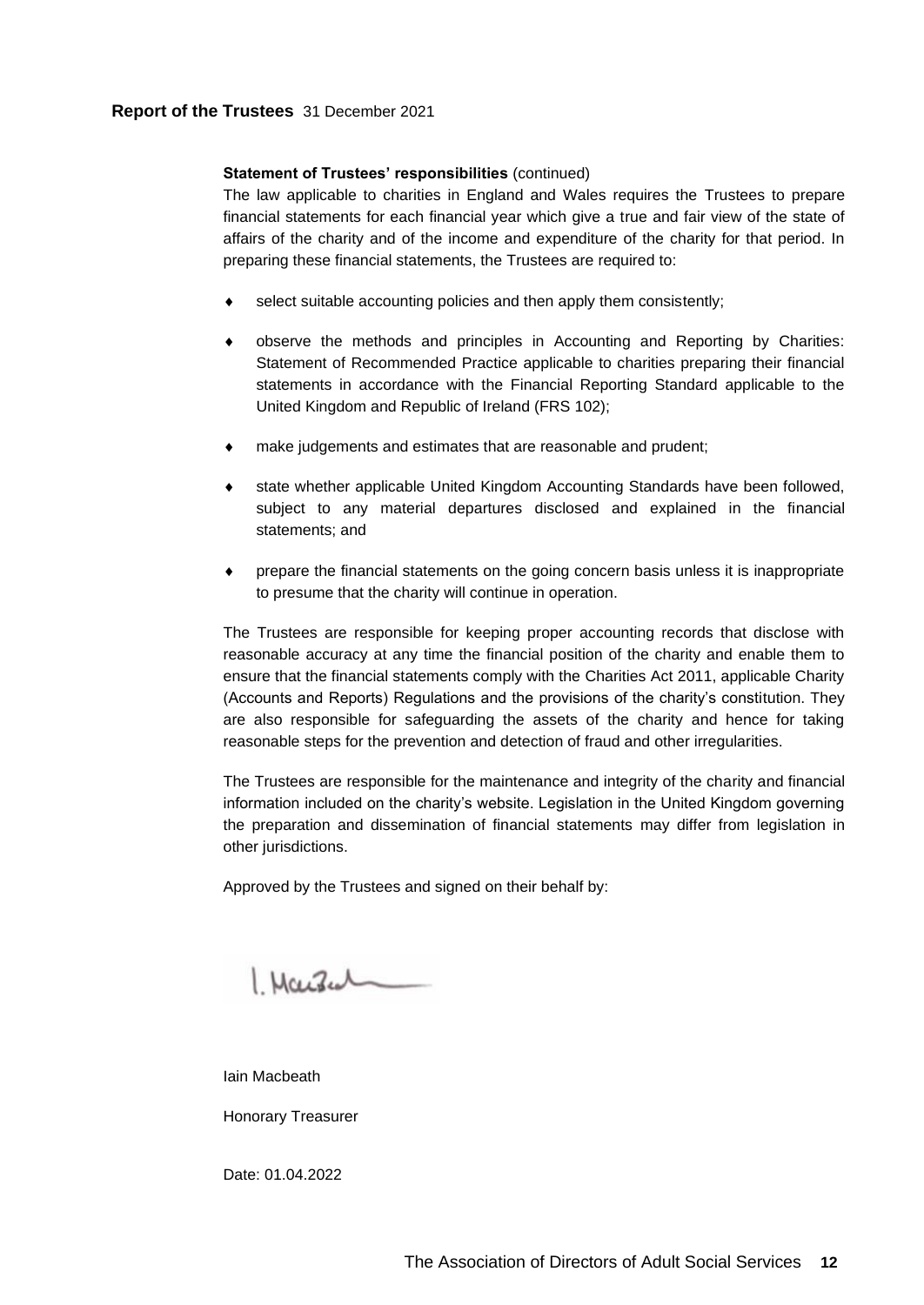**Report of the Trustees** 31 December 2021

**Statement of Trustees' responsibilities** (continued)

The law applicable to charities in England and Wales requires the Trustees to prepare financial statements for each financial year which give a true and fair view of the state of affairs of the charity and of the income and expenditure of the charity for that period. In preparing these financial statements, the Trustees are required to:

- select suitable accounting policies and then apply them consistently;
- observe the methods and principles in Accounting and Reporting by Charities: Statement of Recommended Practice applicable to charities preparing their financial statements in accordance with the Financial Reporting Standard applicable to the United Kingdom and Republic of Ireland (FRS 102);
- make judgements and estimates that are reasonable and prudent;
- state whether applicable United Kingdom Accounting Standards have been followed, subject to any material departures disclosed and explained in the financial statements; and
- prepare the financial statements on the going concern basis unless it is inappropriate to presume that the charity will continue in operation.

The Trustees are responsible for keeping proper accounting records that disclose with reasonable accuracy at any time the financial position of the charity and enable them to ensure that the financial statements comply with the Charities Act 2011, applicable Charity (Accounts and Reports) Regulations and the provisions of the charity's constitution. They are also responsible for safeguarding the assets of the charity and hence for taking reasonable steps for the prevention and detection of fraud and other irregularities.

The Trustees are responsible for the maintenance and integrity of the charity and financial information included on the charity's website. Legislation in the United Kingdom governing the preparation and dissemination of financial statements may differ from legislation in other jurisdictions.

Approved by the Trustees and signed on their behalf by:

Iain Macbeath

Honorary Treasurer

Date: 01.04.2022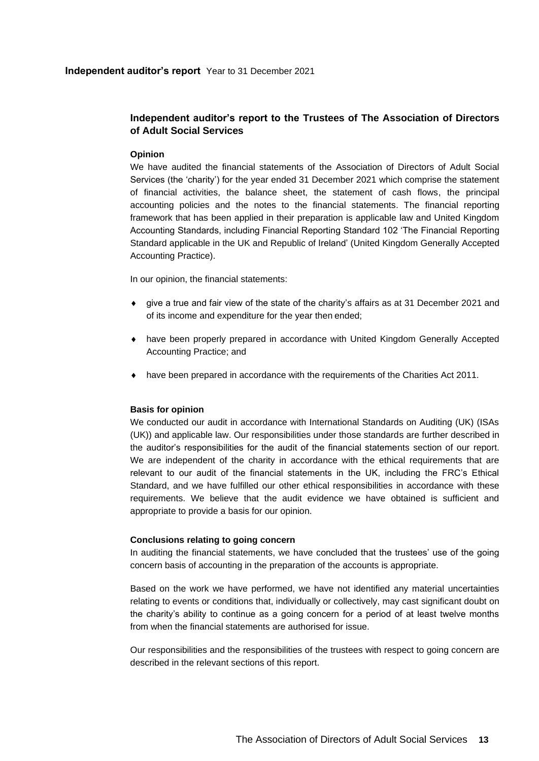## Independent auditor's report to the Trustees of The Association of Directors of Adult Social Services

### Opinion

We have audited the financial statements of the Association of Directors of Adult Social Services (the 'charity') for the year ended 31 December 2021 which comprise the statement of financial activities, the balance sheet, the statement of cash flows, the principal accounting policies and the notes to the financial statements. The financial reporting framework that has been applied in their preparation is applicable law and United Kingdom Accounting Standards, including Financial Reporting Standard 102 'The Financial Reporting Standard applicable in the UK and Republic of Ireland' (United Kingdom Generally Accepted Accounting Practice).

In our opinion, the financial statements:

- give a true and fair view of the state of the charity's affairs as at 31 December 2021 and of its income and expenditure for the year then ended;
- have been properly prepared in accordance with United Kingdom Generally Accepted Accounting Practice; and
- have been prepared in accordance with the requirements of the Charities Act 2011.

### Basis for opinion

We conducted our audit in accordance with International Standards on Auditing (UK) (ISAs (UK)) and applicable law. Our responsibilities under those standards are further described in the auditor's responsibilities for the audit of the financial statements section of our report. We are independent of the charity in accordance with the ethical requirements that are relevant to our audit of the financial statements in the UK, including the FRC's Ethical Standard, and we have fulfilled our other ethical responsibilities in accordance with these requirements. We believe that the audit evidence we have obtained is sufficient and appropriate to provide a basis for our opinion.

### Conclusions relating to going concern

In auditing the financial statements, we have concluded that the trustees' use of the going concern basis of accounting in the preparation of the accounts is appropriate.

Based on the work we have performed, we have not identified any material uncertainties relating to events or conditions that, individually or collectively, may cast significant doubt on the charity's ability to continue as a going concern for a period of at least twelve months from when the financial statements are authorised for issue.

Our responsibilities and the responsibilities of the trustees with respect to going concern are described in the relevant sections of this report.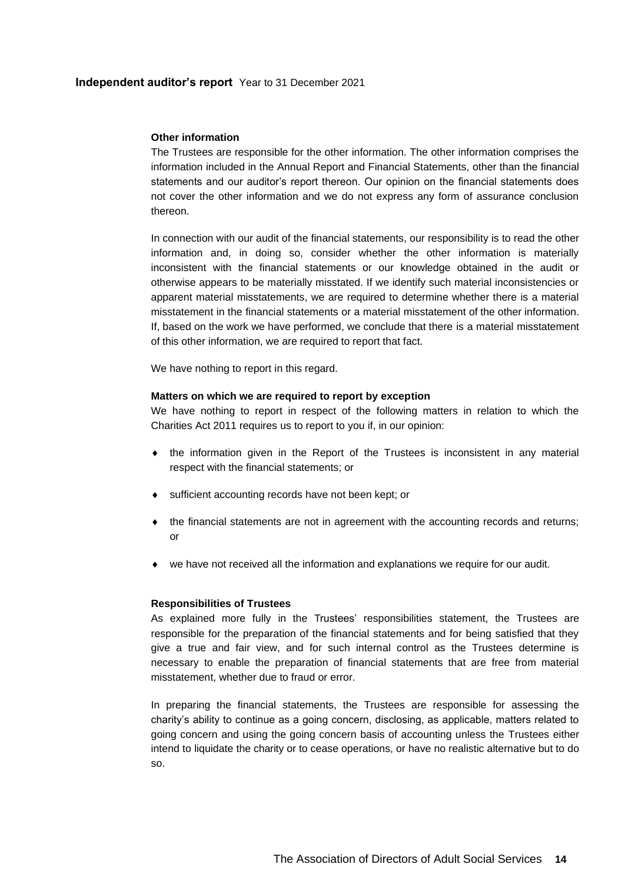#### Other information

The Trustees are responsible for the other information. The other information comprises the information included in the Annual Report and Financial Statements, other than the financial statements and our auditor's report thereon. Our opinion on the financial statements does not cover the other information and we do not express any form of assurance conclusion thereon.

In connection with our audit of the financial statements, our responsibility is to read the other information and, in doing so, consider whether the other information is materially inconsistent with the financial statements or our knowledge obtained in the audit or otherwise appears to be materially misstated. If we identify such material inconsistencies or apparent material misstatements, we are required to determine whether there is a material misstatement in the financial statements or a material misstatement of the other information. If, based on the work we have performed, we conclude that there is a material misstatement of this other information, we are required to report that fact.

We have nothing to report in this regard.

#### Matters on which we are required to report by exception

We have nothing to report in respect of the following matters in relation to which the Charities Act 2011 requires us to report to you if, in our opinion:

- the information given in the Report of the Trustees is inconsistent in any material respect with the financial statements; or
- sufficient accounting records have not been kept; or
- the financial statements are not in agreement with the accounting records and returns; or
- we have not received all the information and explanations we require for our audit.

#### Responsibilities of Trustees

As explained more fully in the Trustees' responsibilities statement, the Trustees are responsible for the preparation of the financial statements and for being satisfied that they give a true and fair view, and for such internal control as the Trustees determine is necessary to enable the preparation of financial statements that are free from material misstatement, whether due to fraud or error.

In preparing the financial statements, the Trustees are responsible for assessing the charity's ability to continue as a going concern, disclosing, as applicable, matters related to going concern and using the going concern basis of accounting unless the Trustees either intend to liquidate the charity or to cease operations, or have no realistic alternative but to do so.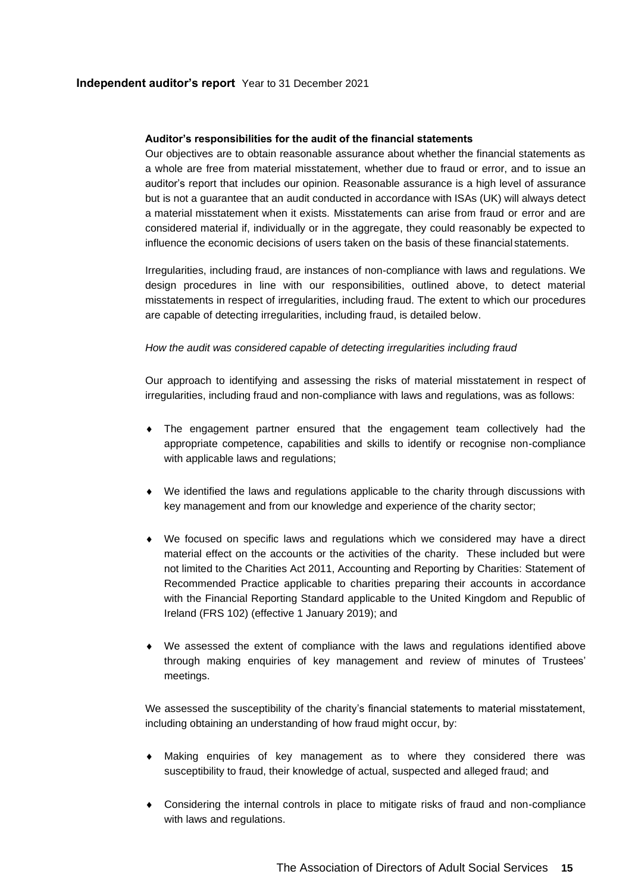#### Auditor's responsibilities for the audit of the financial statements

Our objectives are to obtain reasonable assurance about whether the financial statements as a whole are free from material misstatement, whether due to fraud or error, and to issue an auditor's report that includes our opinion. Reasonable assurance is a high level of assurance but is not a guarantee that an audit conducted in accordance with ISAs (UK) will always detect a material misstatement when it exists. Misstatements can arise from fraud or error and are considered material if, individually or in the aggregate, they could reasonably be expected to influence the economic decisions of users taken on the basis of these financial statements.

Irregularities, including fraud, are instances of non-compliance with laws and regulations. We design procedures in line with our responsibilities, outlined above, to detect material misstatements in respect of irregularities, including fraud. The extent to which our procedures are capable of detecting irregularities, including fraud, is detailed below.

*How the audit was considered capable of detecting irregularities including fraud*

Our approach to identifying and assessing the risks of material misstatement in respect of irregularities, including fraud and non-compliance with laws and regulations, was as follows:

- The engagement partner ensured that the engagement team collectively had the appropriate competence, capabilities and skills to identify or recognise non-compliance with applicable laws and regulations;
- We identified the laws and regulations applicable to the charity through discussions with key management and from our knowledge and experience of the charity sector;
- We focused on specific laws and regulations which we considered may have a direct material effect on the accounts or the activities of the charity. These included but were not limited to the Charities Act 2011, Accounting and Reporting by Charities: Statement of Recommended Practice applicable to charities preparing their accounts in accordance with the Financial Reporting Standard applicable to the United Kingdom and Republic of Ireland (FRS 102) (effective 1 January 2019); and
- We assessed the extent of compliance with the laws and regulations identified above through making enquiries of key management and review of minutes of Trustees' meetings.

We assessed the susceptibility of the charity's financial statements to material misstatement, including obtaining an understanding of how fraud might occur, by:

- Making enquiries of key management as to where they considered there was susceptibility to fraud, their knowledge of actual, suspected and alleged fraud; and
- Considering the internal controls in place to mitigate risks of fraud and non-compliance with laws and regulations.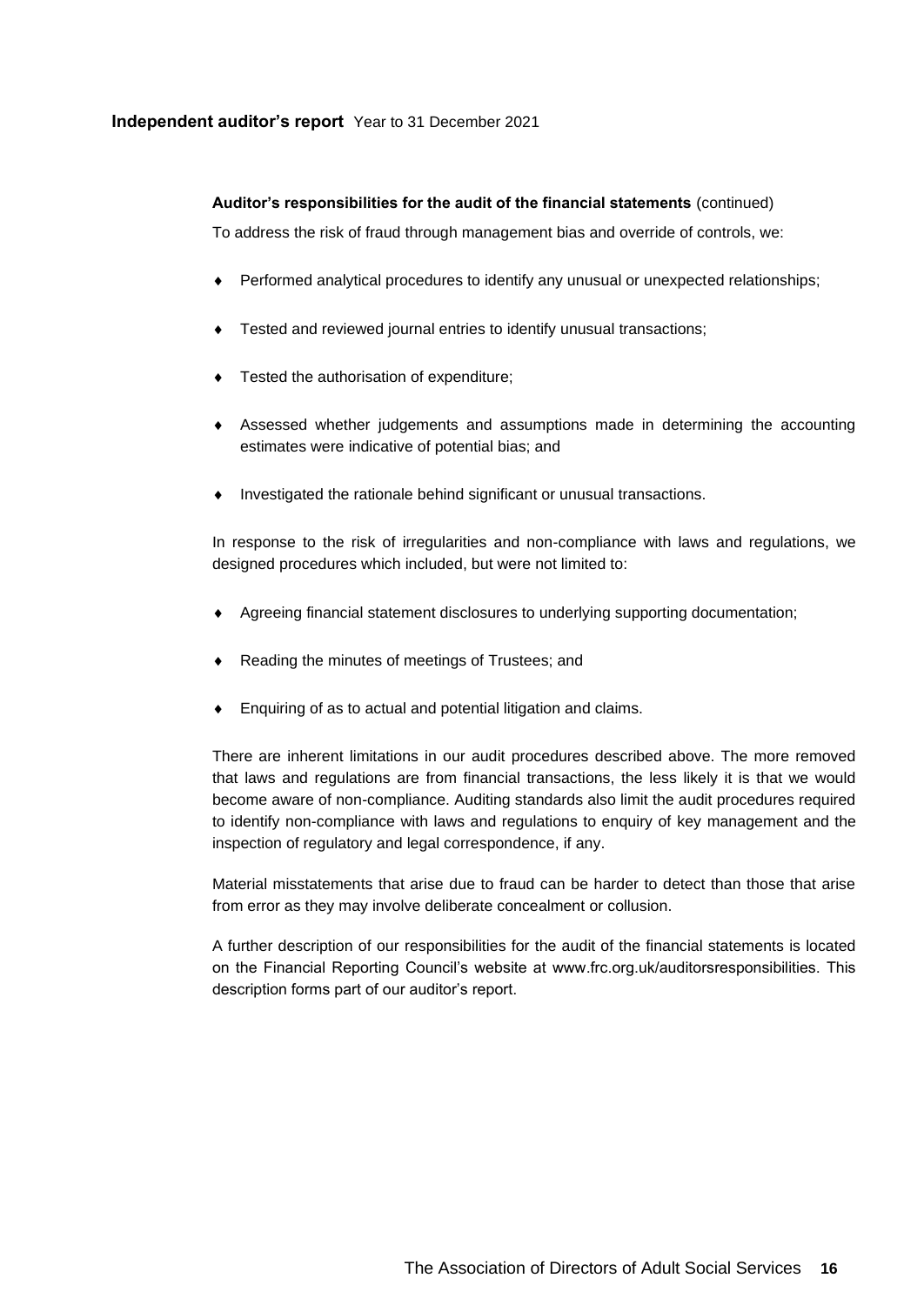**Auditor's responsibilities for the audit of the financial statements** (continued)

To address the risk of fraud through management bias and override of controls, we:

- Performed analytical procedures to identify any unusual or unexpected relationships;
- Tested and reviewed journal entries to identify unusual transactions;
- Tested the authorisation of expenditure;
- Assessed whether judgements and assumptions made in determining the accounting estimates were indicative of potential bias; and
- Investigated the rationale behind significant or unusual transactions.

In response to the risk of irregularities and non-compliance with laws and regulations, we designed procedures which included, but were not limited to:

- Agreeing financial statement disclosures to underlying supporting documentation;
- Reading the minutes of meetings of Trustees; and
- Enquiring of as to actual and potential litigation and claims.

There are inherent limitations in our audit procedures described above. The more removed that laws and regulations are from financial transactions, the less likely it is that we would become aware of non-compliance. Auditing standards also limit the audit procedures required to identify non-compliance with laws and regulations to enquiry of key management and the inspection of regulatory and legal correspondence, if any.

Material misstatements that arise due to fraud can be harder to detect than those that arise from error as they may involve deliberate concealment or collusion.

A further description of our responsibilities for the audit of the financial statements is located on the Financial Reporting Council's website at www.frc.org.uk/auditorsresponsibilities. This description forms part of our auditor's report.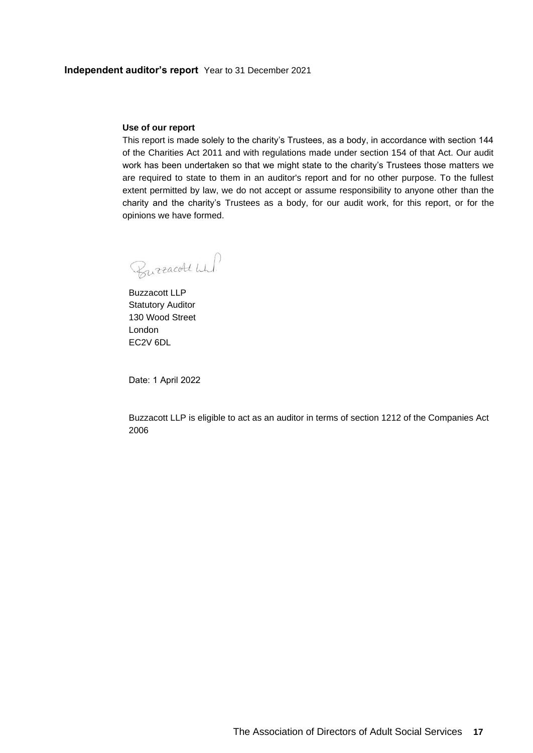**Independent auditor's report** Year to 31 December 2021

**Use of our report**

This report is made solely to the charity's Trustees, as a body, in accordance with section 144 of the Charities Act 2011 and with regulations made under section 154 of that Act. Our audit work has been undertaken so that we might state to the charity's Trustees those matters we are required to state to them in an auditor's report and for no other purpose. To the fullest extent permitted by law, we do not accept or assume responsibility to anyone other than the charity and the charity's Trustees as a body, for our audit work, for this report, or for the opinions we have formed.

Buzzacott LLP
Statutory Auditor
130 Wood Street
London
EC2V 6DL

Date: 1 April 2022

Buzzacott LLP is eligible to act as an auditor in terms of section 1212 of the Companies Act 2006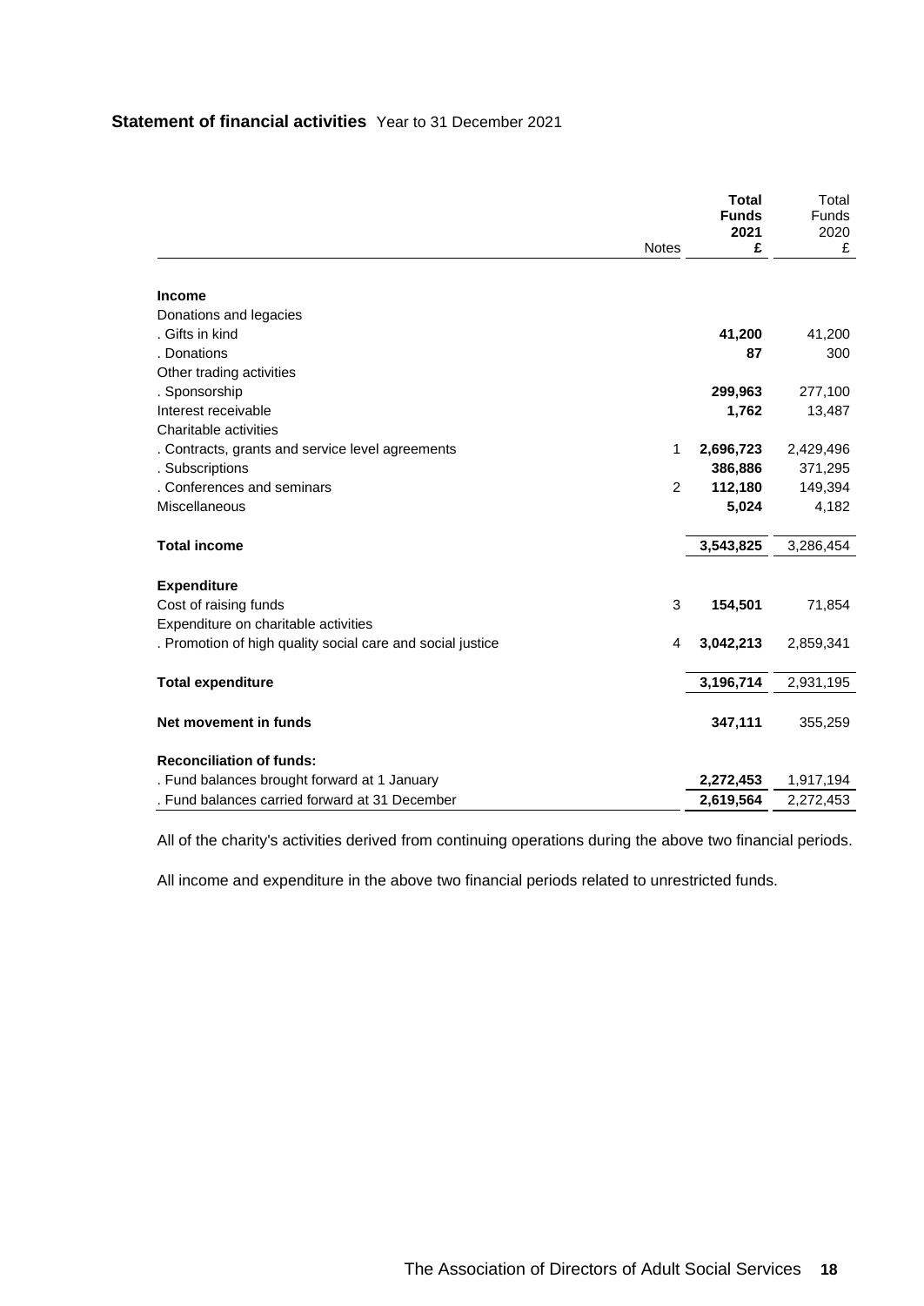## Statement of financial activities Year to 31 December 2021

| | Notes | **Total Funds 2021 £** | Total Funds 2020 £ |
|---|---|---|---|
| **Income** | | | |
| Donations and legacies | | | |
| . Gifts in kind | | **41,200** | 41,200 |
| . Donations | | **87** | 300 |
| Other trading activities | | | |
| . Sponsorship | | **299,963** | 277,100 |
| Interest receivable | | **1,762** | 13,487 |
| Charitable activities | | | |
| . Contracts, grants and service level agreements | 1 | **2,696,723** | 2,429,496 |
| . Subscriptions | | **386,886** | 371,295 |
| . Conferences and seminars | 2 | **112,180** | 149,394 |
| Miscellaneous | | **5,024** | 4,182 |
| **Total income** | | **3,543,825** | 3,286,454 |
| **Expenditure** | | | |
| Cost of raising funds | 3 | **154,501** | 71,854 |
| Expenditure on charitable activities | | | |
| . Promotion of high quality social care and social justice | 4 | **3,042,213** | 2,859,341 |
| **Total expenditure** | | **3,196,714** | 2,931,195 |
| **Net movement in funds** | | **347,111** | 355,259 |
| **Reconciliation of funds:** | | | |
| . Fund balances brought forward at 1 January | | **2,272,453** | 1,917,194 |
| . Fund balances carried forward at 31 December | | **2,619,564** | 2,272,453 |

All of the charity's activities derived from continuing operations during the above two financial periods.

All income and expenditure in the above two financial periods related to unrestricted funds.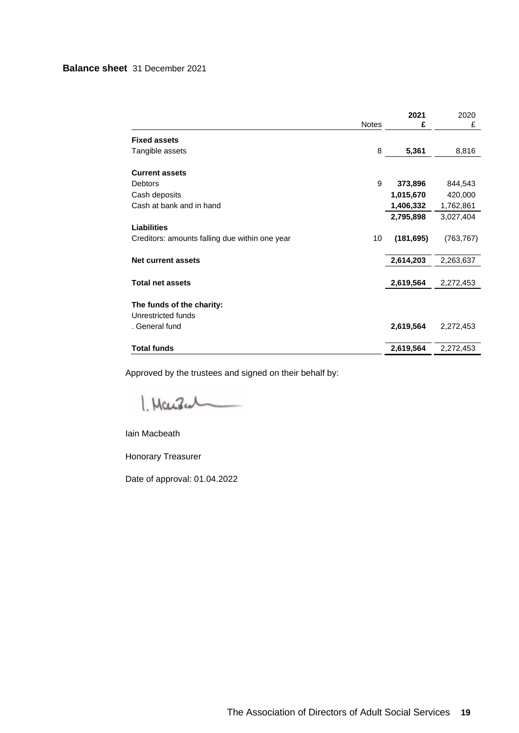# Balance sheet 31 December 2021

| | Notes | 2021 £ | 2020 £ |
|---|---|---|---|
| **Fixed assets** | | | |
| Tangible assets | 8 | **5,361** | 8,816 |
| **Current assets** | | | |
| Debtors | 9 | **373,896** | 844,543 |
| Cash deposits | | **1,015,670** | 420,000 |
| Cash at bank and in hand | | **1,406,332** | 1,762,861 |
| | | **2,795,898** | 3,027,404 |
| **Liabilities** | | | |
| Creditors: amounts falling due within one year | 10 | **(181,695)** | (763,767) |
| **Net current assets** | | **2,614,203** | 2,263,637 |
| **Total net assets** | | **2,619,564** | 2,272,453 |
| **The funds of the charity:** | | | |
| Unrestricted funds | | | |
| . General fund | | **2,619,564** | 2,272,453 |
| **Total funds** | | **2,619,564** | 2,272,453 |

Approved by the trustees and signed on their behalf by:

Iain Macbeath

Honorary Treasurer

Date of approval: 01.04.2022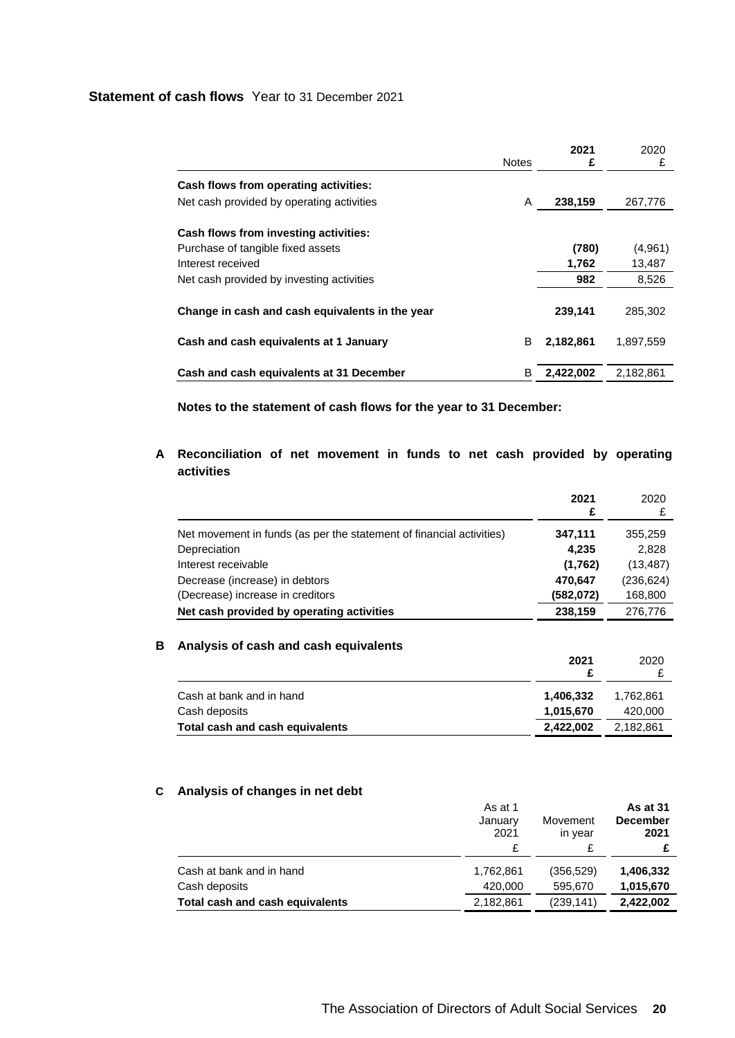## **Statement of cash flows** Year to 31 December 2021

| | Notes | **2021 £** | 2020 £ |
|---|---|---|---|
| **Cash flows from operating activities:** | | | |
| Net cash provided by operating activities | A | **238,159** | 267,776 |
| **Cash flows from investing activities:** | | | |
| Purchase of tangible fixed assets | | **(780)** | (4,961) |
| Interest received | | **1,762** | 13,487 |
| Net cash provided by investing activities | | **982** | 8,526 |
| **Change in cash and cash equivalents in the year** | | **239,141** | 285,302 |
| **Cash and cash equivalents at 1 January** | B | **2,182,861** | 1,897,559 |
| **Cash and cash equivalents at 31 December** | B | **2,422,002** | 2,182,861 |

**Notes to the statement of cash flows for the year to 31 December:**

### A Reconciliation of net movement in funds to net cash provided by operating activities

| | **2021 £** | 2020 £ |
|---|---|---|
| Net movement in funds (as per the statement of financial activities) | **347,111** | 355,259 |
| Depreciation | **4,235** | 2,828 |
| Interest receivable | **(1,762)** | (13,487) |
| Decrease (increase) in debtors | **470,647** | (236,624) |
| (Decrease) increase in creditors | **(582,072)** | 168,800 |
| **Net cash provided by operating activities** | **238,159** | 276,776 |

### B Analysis of cash and cash equivalents

| | **2021 £** | 2020 £ |
|---|---|---|
| Cash at bank and in hand | **1,406,332** | 1,762,861 |
| Cash deposits | **1,015,670** | 420,000 |
| **Total cash and cash equivalents** | **2,422,002** | 2,182,861 |

### C Analysis of changes in net debt

| | As at 1 January 2021 £ | Movement in year £ | **As at 31 December 2021 £** |
|---|---|---|---|
| Cash at bank and in hand | 1,762,861 | (356,529) | **1,406,332** |
| Cash deposits | 420,000 | 595,670 | **1,015,670** |
| **Total cash and cash equivalents** | 2,182,861 | (239,141) | **2,422,002** |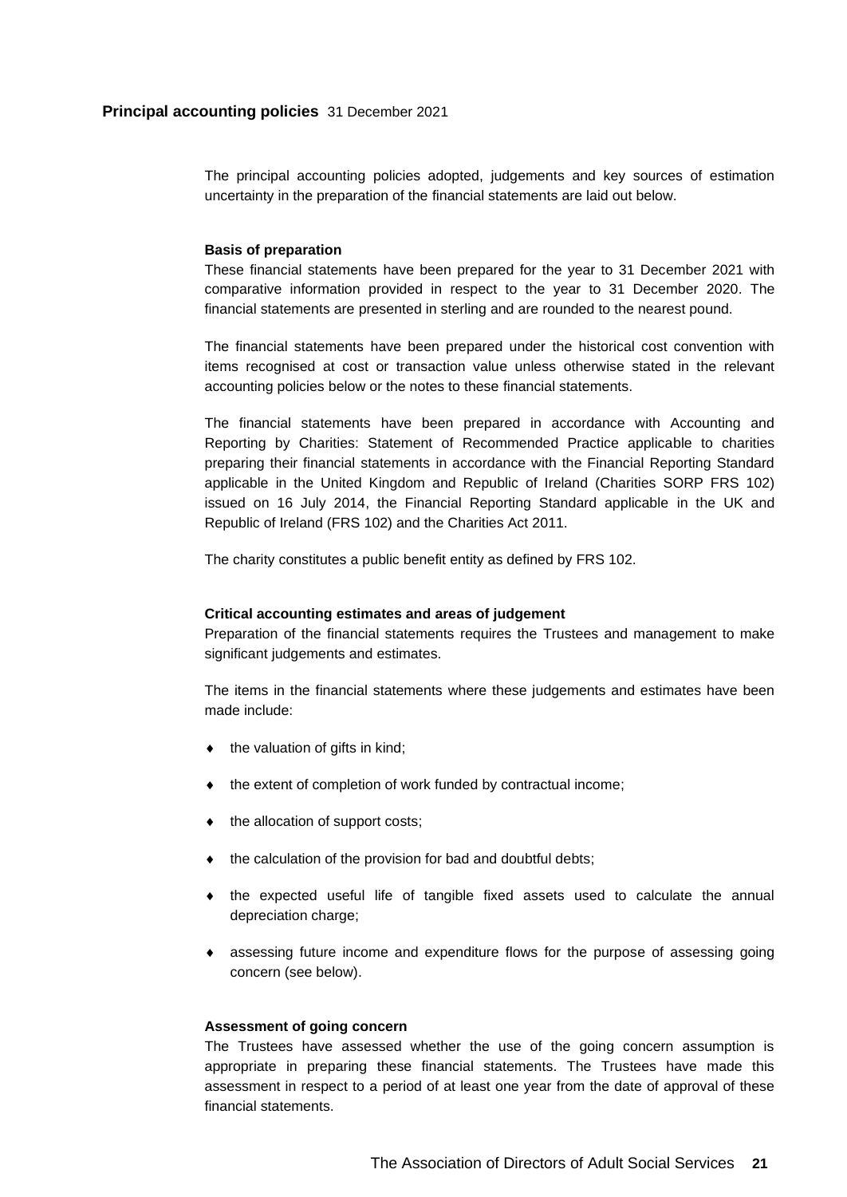## Principal accounting policies 31 December 2021

The principal accounting policies adopted, judgements and key sources of estimation uncertainty in the preparation of the financial statements are laid out below.

### Basis of preparation

These financial statements have been prepared for the year to 31 December 2021 with comparative information provided in respect to the year to 31 December 2020. The financial statements are presented in sterling and are rounded to the nearest pound.

The financial statements have been prepared under the historical cost convention with items recognised at cost or transaction value unless otherwise stated in the relevant accounting policies below or the notes to these financial statements.

The financial statements have been prepared in accordance with Accounting and Reporting by Charities: Statement of Recommended Practice applicable to charities preparing their financial statements in accordance with the Financial Reporting Standard applicable in the United Kingdom and Republic of Ireland (Charities SORP FRS 102) issued on 16 July 2014, the Financial Reporting Standard applicable in the UK and Republic of Ireland (FRS 102) and the Charities Act 2011.

The charity constitutes a public benefit entity as defined by FRS 102.

### Critical accounting estimates and areas of judgement

Preparation of the financial statements requires the Trustees and management to make significant judgements and estimates.

The items in the financial statements where these judgements and estimates have been made include:

- the valuation of gifts in kind;
- the extent of completion of work funded by contractual income;
- the allocation of support costs;
- the calculation of the provision for bad and doubtful debts;
- the expected useful life of tangible fixed assets used to calculate the annual depreciation charge;
- assessing future income and expenditure flows for the purpose of assessing going concern (see below).

### Assessment of going concern

The Trustees have assessed whether the use of the going concern assumption is appropriate in preparing these financial statements. The Trustees have made this assessment in respect to a period of at least one year from the date of approval of these financial statements.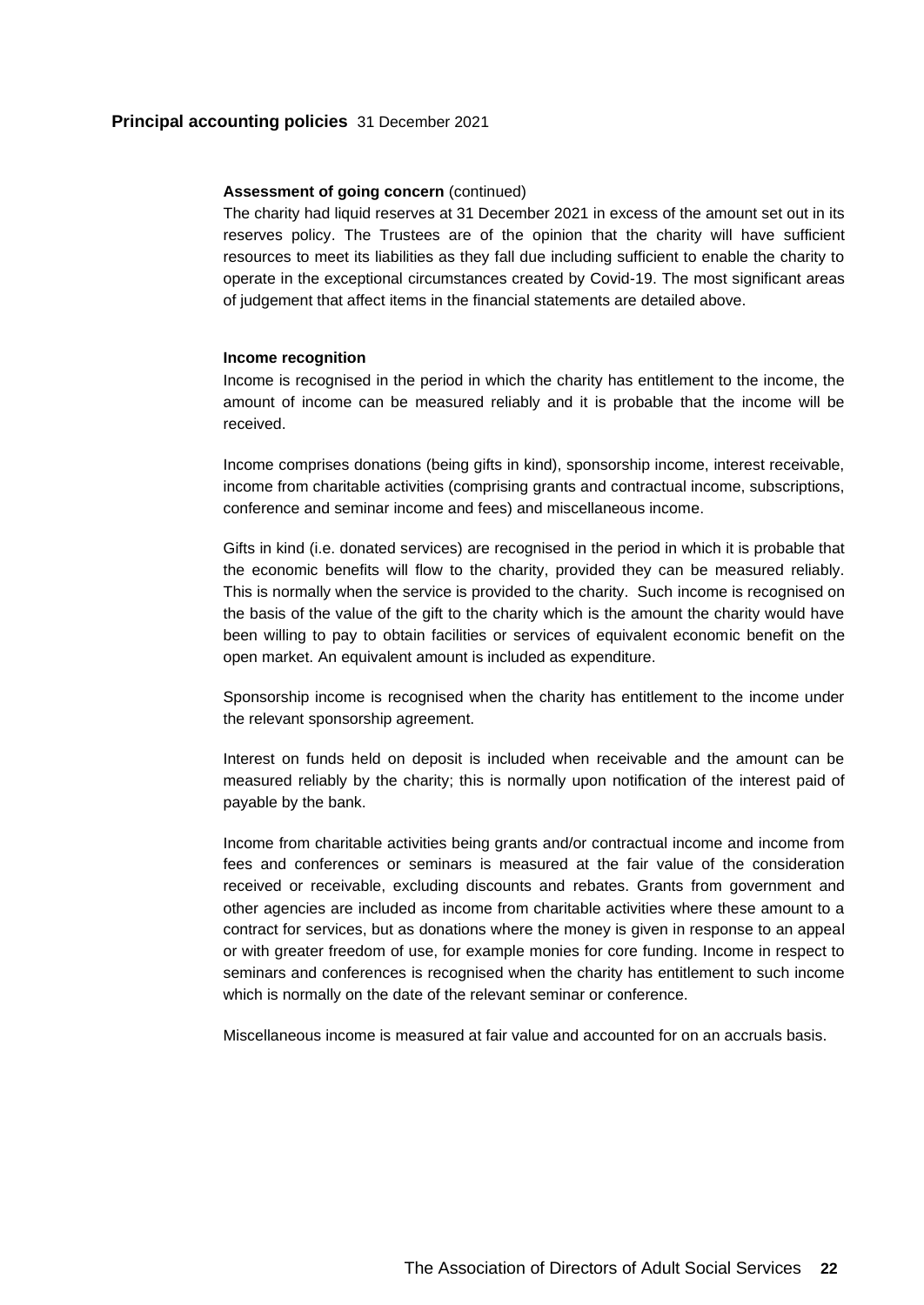## Principal accounting policies 31 December 2021

**Assessment of going concern** (continued)

The charity had liquid reserves at 31 December 2021 in excess of the amount set out in its reserves policy. The Trustees are of the opinion that the charity will have sufficient resources to meet its liabilities as they fall due including sufficient to enable the charity to operate in the exceptional circumstances created by Covid-19. The most significant areas of judgement that affect items in the financial statements are detailed above.

**Income recognition**

Income is recognised in the period in which the charity has entitlement to the income, the amount of income can be measured reliably and it is probable that the income will be received.

Income comprises donations (being gifts in kind), sponsorship income, interest receivable, income from charitable activities (comprising grants and contractual income, subscriptions, conference and seminar income and fees) and miscellaneous income.

Gifts in kind (i.e. donated services) are recognised in the period in which it is probable that the economic benefits will flow to the charity, provided they can be measured reliably. This is normally when the service is provided to the charity. Such income is recognised on the basis of the value of the gift to the charity which is the amount the charity would have been willing to pay to obtain facilities or services of equivalent economic benefit on the open market. An equivalent amount is included as expenditure.

Sponsorship income is recognised when the charity has entitlement to the income under the relevant sponsorship agreement.

Interest on funds held on deposit is included when receivable and the amount can be measured reliably by the charity; this is normally upon notification of the interest paid of payable by the bank.

Income from charitable activities being grants and/or contractual income and income from fees and conferences or seminars is measured at the fair value of the consideration received or receivable, excluding discounts and rebates. Grants from government and other agencies are included as income from charitable activities where these amount to a contract for services, but as donations where the money is given in response to an appeal or with greater freedom of use, for example monies for core funding. Income in respect to seminars and conferences is recognised when the charity has entitlement to such income which is normally on the date of the relevant seminar or conference.

Miscellaneous income is measured at fair value and accounted for on an accruals basis.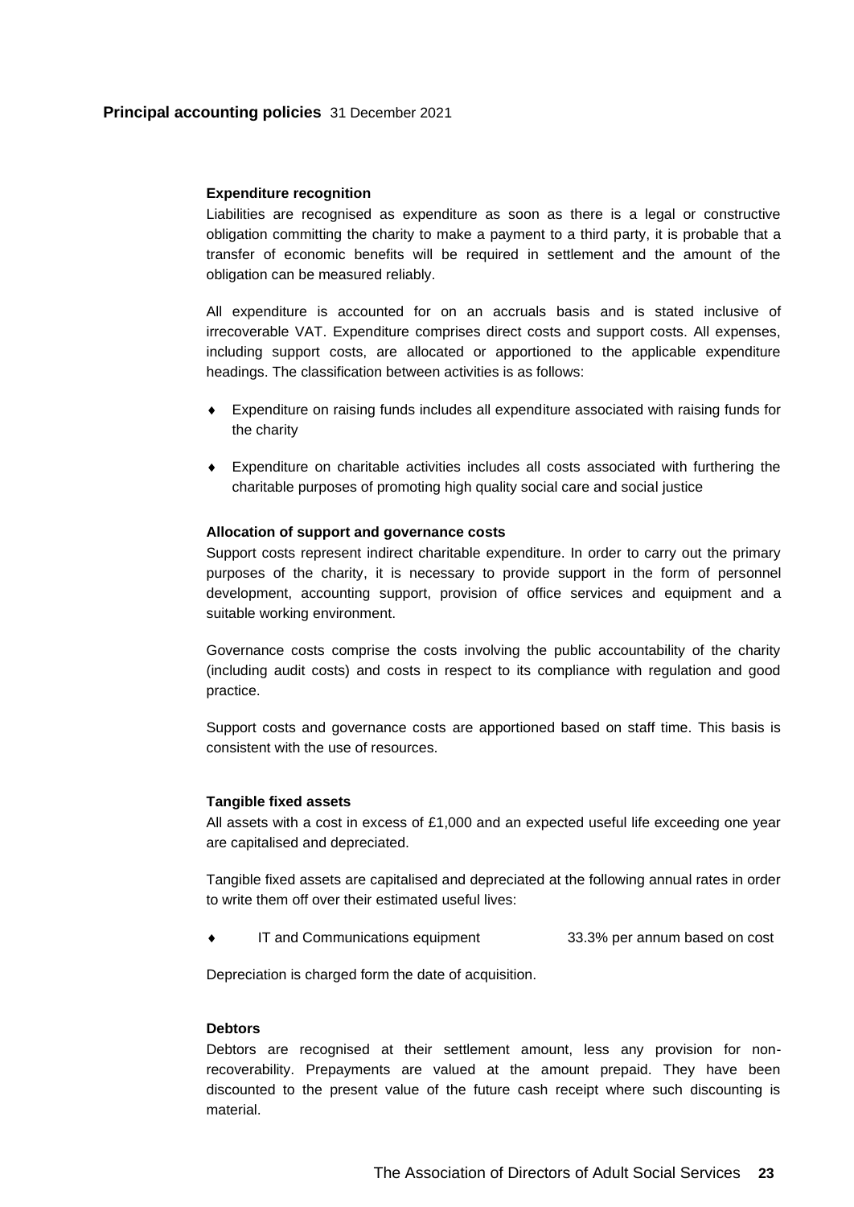## Principal accounting policies 31 December 2021

### Expenditure recognition

Liabilities are recognised as expenditure as soon as there is a legal or constructive obligation committing the charity to make a payment to a third party, it is probable that a transfer of economic benefits will be required in settlement and the amount of the obligation can be measured reliably.

All expenditure is accounted for on an accruals basis and is stated inclusive of irrecoverable VAT. Expenditure comprises direct costs and support costs. All expenses, including support costs, are allocated or apportioned to the applicable expenditure headings. The classification between activities is as follows:

- Expenditure on raising funds includes all expenditure associated with raising funds for the charity
- Expenditure on charitable activities includes all costs associated with furthering the charitable purposes of promoting high quality social care and social justice

### Allocation of support and governance costs

Support costs represent indirect charitable expenditure. In order to carry out the primary purposes of the charity, it is necessary to provide support in the form of personnel development, accounting support, provision of office services and equipment and a suitable working environment.

Governance costs comprise the costs involving the public accountability of the charity (including audit costs) and costs in respect to its compliance with regulation and good practice.

Support costs and governance costs are apportioned based on staff time. This basis is consistent with the use of resources.

### Tangible fixed assets

All assets with a cost in excess of £1,000 and an expected useful life exceeding one year are capitalised and depreciated.

Tangible fixed assets are capitalised and depreciated at the following annual rates in order to write them off over their estimated useful lives:

- IT and Communications equipment 33.3% per annum based on cost

Depreciation is charged form the date of acquisition.

### Debtors

Debtors are recognised at their settlement amount, less any provision for non-recoverability. Prepayments are valued at the amount prepaid. They have been discounted to the present value of the future cash receipt where such discounting is material.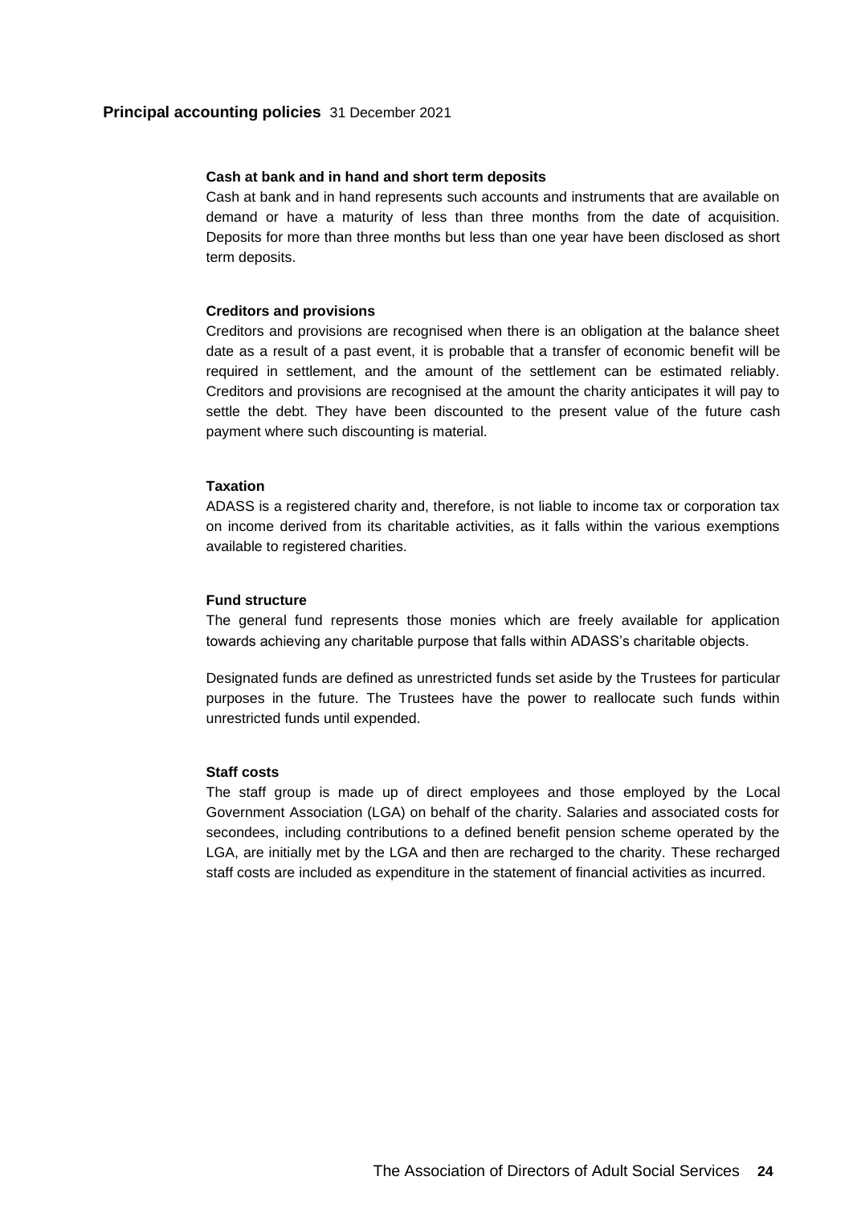## Principal accounting policies 31 December 2021

**Cash at bank and in hand and short term deposits**

Cash at bank and in hand represents such accounts and instruments that are available on demand or have a maturity of less than three months from the date of acquisition. Deposits for more than three months but less than one year have been disclosed as short term deposits.

**Creditors and provisions**

Creditors and provisions are recognised when there is an obligation at the balance sheet date as a result of a past event, it is probable that a transfer of economic benefit will be required in settlement, and the amount of the settlement can be estimated reliably. Creditors and provisions are recognised at the amount the charity anticipates it will pay to settle the debt. They have been discounted to the present value of the future cash payment where such discounting is material.

**Taxation**

ADASS is a registered charity and, therefore, is not liable to income tax or corporation tax on income derived from its charitable activities, as it falls within the various exemptions available to registered charities.

**Fund structure**

The general fund represents those monies which are freely available for application towards achieving any charitable purpose that falls within ADASS's charitable objects.

Designated funds are defined as unrestricted funds set aside by the Trustees for particular purposes in the future. The Trustees have the power to reallocate such funds within unrestricted funds until expended.

**Staff costs**

The staff group is made up of direct employees and those employed by the Local Government Association (LGA) on behalf of the charity. Salaries and associated costs for secondees, including contributions to a defined benefit pension scheme operated by the LGA, are initially met by the LGA and then are recharged to the charity. These recharged staff costs are included as expenditure in the statement of financial activities as incurred.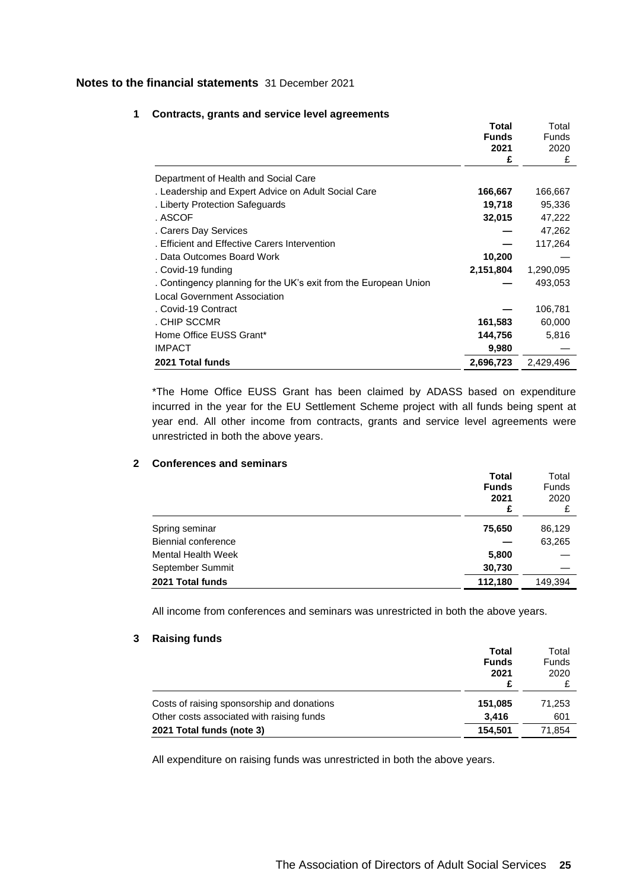## Notes to the financial statements 31 December 2021

### 1 Contracts, grants and service level agreements

| | **Total Funds 2021 £** | Total Funds 2020 £ |
|---|---|---|
| Department of Health and Social Care | | |
| . Leadership and Expert Advice on Adult Social Care | **166,667** | 166,667 |
| . Liberty Protection Safeguards | **19,718** | 95,336 |
| . ASCOF | **32,015** | 47,222 |
| . Carers Day Services | **—** | 47,262 |
| . Efficient and Effective Carers Intervention | **—** | 117,264 |
| . Data Outcomes Board Work | **10,200** | — |
| . Covid-19 funding | **2,151,804** | 1,290,095 |
| . Contingency planning for the UK's exit from the European Union | **—** | 493,053 |
| Local Government Association | | |
| . Covid-19 Contract | **—** | 106,781 |
| . CHIP SCCMR | **161,583** | 60,000 |
| Home Office EUSS Grant* | **144,756** | 5,816 |
| IMPACT | **9,980** | — |
| **2021 Total funds** | **2,696,723** | 2,429,496 |

*The Home Office EUSS Grant has been claimed by ADASS based on expenditure incurred in the year for the EU Settlement Scheme project with all funds being spent at year end. All other income from contracts, grants and service level agreements were unrestricted in both the above years.

### 2 Conferences and seminars

| | **Total Funds 2021 £** | Total Funds 2020 £ |
|---|---|---|
| Spring seminar | **75,650** | 86,129 |
| Biennial conference | **—** | 63,265 |
| Mental Health Week | **5,800** | — |
| September Summit | **30,730** | — |
| **2021 Total funds** | **112,180** | 149,394 |

All income from conferences and seminars was unrestricted in both the above years.

### 3 Raising funds

| | **Total Funds 2021 £** | Total Funds 2020 £ |
|---|---|---|
| Costs of raising sponsorship and donations | **151,085** | 71,253 |
| Other costs associated with raising funds | **3,416** | 601 |
| **2021 Total funds (note 3)** | **154,501** | 71,854 |

All expenditure on raising funds was unrestricted in both the above years.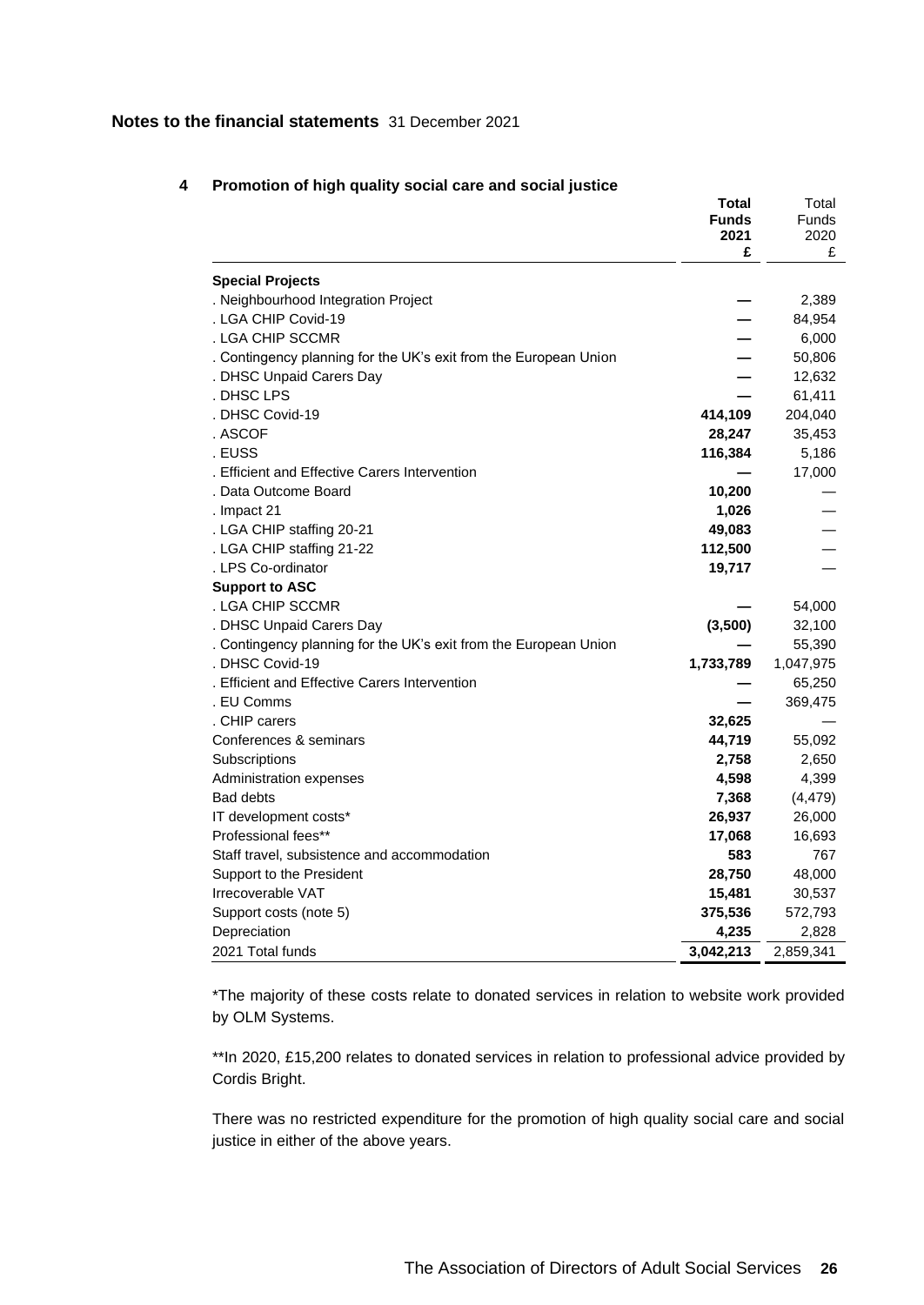**Notes to the financial statements** 31 December 2021

## 4 Promotion of high quality social care and social justice

| | **Total Funds 2021 £** | Total Funds 2020 £ |
|---|---|---|
| **Special Projects** | | |
| . Neighbourhood Integration Project | — | 2,389 |
| . LGA CHIP Covid-19 | — | 84,954 |
| . LGA CHIP SCCMR | — | 6,000 |
| . Contingency planning for the UK's exit from the European Union | — | 50,806 |
| . DHSC Unpaid Carers Day | — | 12,632 |
| . DHSC LPS | — | 61,411 |
| . DHSC Covid-19 | **414,109** | 204,040 |
| . ASCOF | **28,247** | 35,453 |
| . EUSS | **116,384** | 5,186 |
| . Efficient and Effective Carers Intervention | — | 17,000 |
| . Data Outcome Board | **10,200** | — |
| . Impact 21 | **1,026** | — |
| . LGA CHIP staffing 20-21 | **49,083** | — |
| . LGA CHIP staffing 21-22 | **112,500** | — |
| . LPS Co-ordinator | **19,717** | — |
| **Support to ASC** | | |
| . LGA CHIP SCCMR | — | 54,000 |
| . DHSC Unpaid Carers Day | **(3,500)** | 32,100 |
| . Contingency planning for the UK's exit from the European Union | — | 55,390 |
| . DHSC Covid-19 | **1,733,789** | 1,047,975 |
| . Efficient and Effective Carers Intervention | — | 65,250 |
| . EU Comms | — | 369,475 |
| . CHIP carers | **32,625** | — |
| Conferences & seminars | **44,719** | 55,092 |
| Subscriptions | **2,758** | 2,650 |
| Administration expenses | **4,598** | 4,399 |
| Bad debts | **7,368** | (4,479) |
| IT development costs* | **26,937** | 26,000 |
| Professional fees** | **17,068** | 16,693 |
| Staff travel, subsistence and accommodation | **583** | 767 |
| Support to the President | **28,750** | 48,000 |
| Irrecoverable VAT | **15,481** | 30,537 |
| Support costs (note 5) | **375,536** | 572,793 |
| Depreciation | **4,235** | 2,828 |
| 2021 Total funds | **3,042,213** | 2,859,341 |

*The majority of these costs relate to donated services in relation to website work provided by OLM Systems.

**In 2020, £15,200 relates to donated services in relation to professional advice provided by Cordis Bright.

There was no restricted expenditure for the promotion of high quality social care and social justice in either of the above years.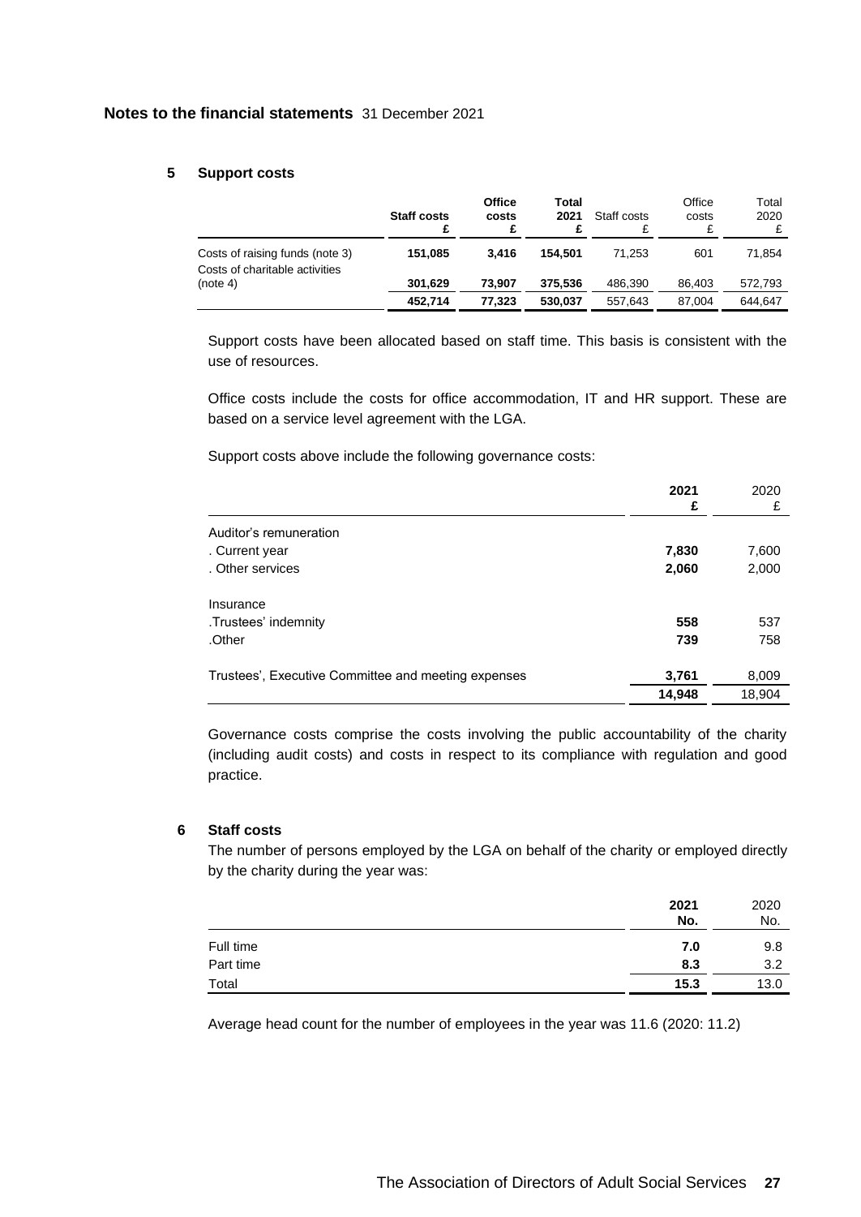## Notes to the financial statements 31 December 2021

### 5 Support costs

| | Staff costs £ | Office costs £ | Total 2021 £ | Staff costs £ | Office costs £ | Total 2020 £ |
|---|---|---|---|---|---|---|
| Costs of raising funds (note 3) | **151,085** | **3,416** | **154,501** | 71,253 | 601 | 71,854 |
| Costs of charitable activities (note 4) | **301,629** | **73,907** | **375,536** | 486,390 | 86,403 | 572,793 |
| | **452,714** | **77,323** | **530,037** | 557,643 | 87,004 | 644,647 |

Support costs have been allocated based on staff time. This basis is consistent with the use of resources.

Office costs include the costs for office accommodation, IT and HR support. These are based on a service level agreement with the LGA.

Support costs above include the following governance costs:

| | 2021 £ | 2020 £ |
|---|---|---|
| Auditor's remuneration | | |
| . Current year | **7,830** | 7,600 |
| . Other services | **2,060** | 2,000 |
| Insurance | | |
| .Trustees' indemnity | **558** | 537 |
| .Other | **739** | 758 |
| Trustees', Executive Committee and meeting expenses | **3,761** | 8,009 |
| | **14,948** | 18,904 |

Governance costs comprise the costs involving the public accountability of the charity (including audit costs) and costs in respect to its compliance with regulation and good practice.

### 6 Staff costs

The number of persons employed by the LGA on behalf of the charity or employed directly by the charity during the year was:

| | 2021 No. | 2020 No. |
|---|---|---|
| Full time | **7.0** | 9.8 |
| Part time | **8.3** | 3.2 |
| Total | **15.3** | 13.0 |

Average head count for the number of employees in the year was 11.6 (2020: 11.2)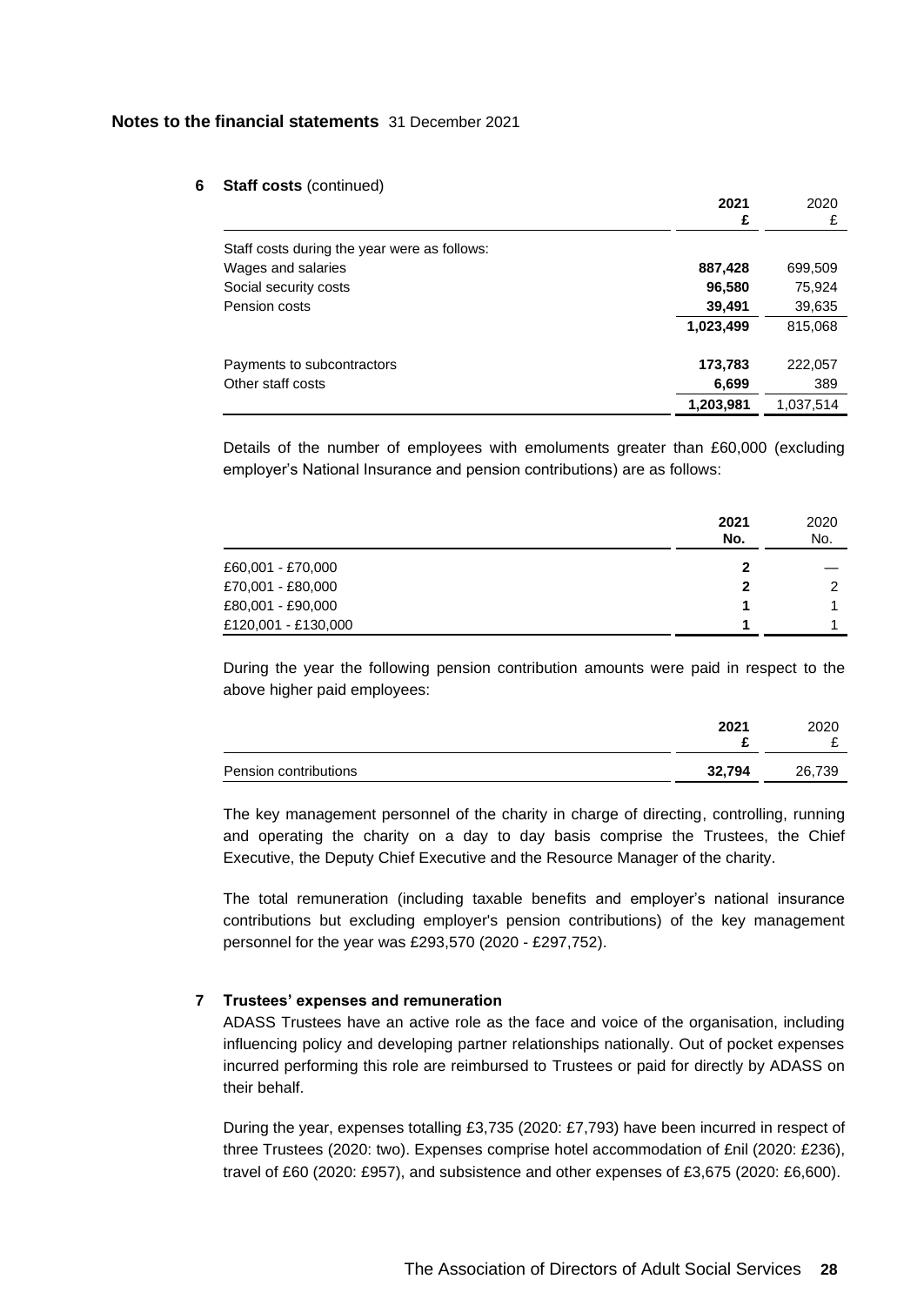**Notes to the financial statements** 31 December 2021

**6 Staff costs** (continued)

| | **2021** **£** | 2020 £ |
|---|---|---|
| Staff costs during the year were as follows: | | |
| Wages and salaries | **887,428** | 699,509 |
| Social security costs | **96,580** | 75,924 |
| Pension costs | **39,491** | 39,635 |
| | **1,023,499** | 815,068 |
| Payments to subcontractors | **173,783** | 222,057 |
| Other staff costs | **6,699** | 389 |
| | **1,203,981** | 1,037,514 |

Details of the number of employees with emoluments greater than £60,000 (excluding employer's National Insurance and pension contributions) are as follows:

| | **2021** **No.** | 2020 No. |
|---|---|---|
| £60,001 - £70,000 | **2** | — |
| £70,001 - £80,000 | **2** | 2 |
| £80,001 - £90,000 | **1** | 1 |
| £120,001 - £130,000 | **1** | 1 |

During the year the following pension contribution amounts were paid in respect to the above higher paid employees:

| | **2021** **£** | 2020 £ |
|---|---|---|
| Pension contributions | **32,794** | 26,739 |

The key management personnel of the charity in charge of directing, controlling, running and operating the charity on a day to day basis comprise the Trustees, the Chief Executive, the Deputy Chief Executive and the Resource Manager of the charity.

The total remuneration (including taxable benefits and employer's national insurance contributions but excluding employer's pension contributions) of the key management personnel for the year was £293,570 (2020 - £297,752).

**7 Trustees' expenses and remuneration**

ADASS Trustees have an active role as the face and voice of the organisation, including influencing policy and developing partner relationships nationally. Out of pocket expenses incurred performing this role are reimbursed to Trustees or paid for directly by ADASS on their behalf.

During the year, expenses totalling £3,735 (2020: £7,793) have been incurred in respect of three Trustees (2020: two). Expenses comprise hotel accommodation of £nil (2020: £236), travel of £60 (2020: £957), and subsistence and other expenses of £3,675 (2020: £6,600).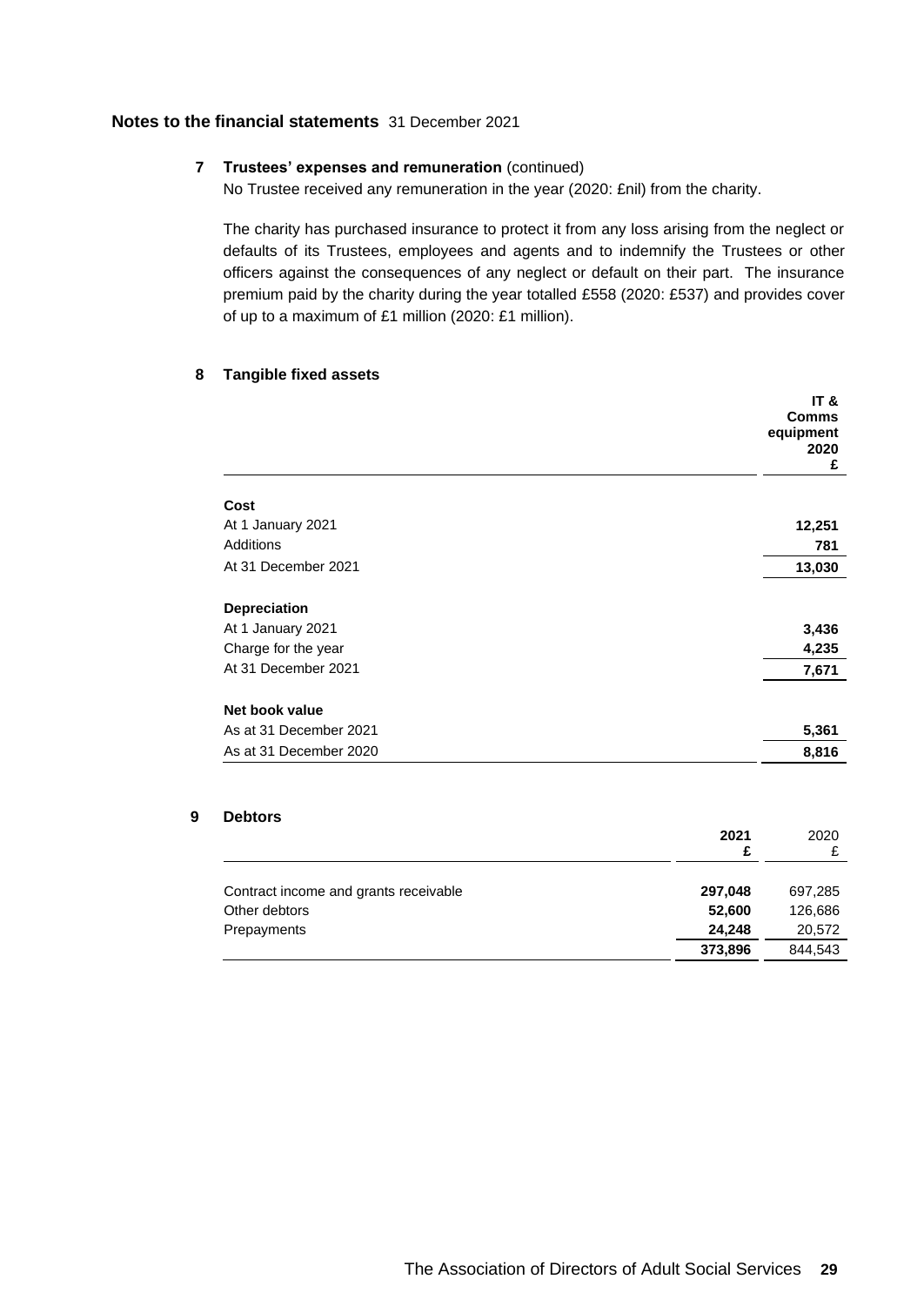## Notes to the financial statements 31 December 2021

### 7 Trustees' expenses and remuneration (continued)

No Trustee received any remuneration in the year (2020: £nil) from the charity.

The charity has purchased insurance to protect it from any loss arising from the neglect or defaults of its Trustees, employees and agents and to indemnify the Trustees or other officers against the consequences of any neglect or default on their part. The insurance premium paid by the charity during the year totalled £558 (2020: £537) and provides cover of up to a maximum of £1 million (2020: £1 million).

### 8 Tangible fixed assets

| | IT & Comms equipment 2020 £ |
|---|---|
| **Cost** | |
| At 1 January 2021 | **12,251** |
| Additions | **781** |
| At 31 December 2021 | **13,030** |
| **Depreciation** | |
| At 1 January 2021 | **3,436** |
| Charge for the year | **4,235** |
| At 31 December 2021 | **7,671** |
| **Net book value** | |
| As at 31 December 2021 | **5,361** |
| As at 31 December 2020 | **8,816** |

### 9 Debtors

| | 2021 £ | 2020 £ |
|---|---|---|
| Contract income and grants receivable | **297,048** | 697,285 |
| Other debtors | **52,600** | 126,686 |
| Prepayments | **24,248** | 20,572 |
| | **373,896** | 844,543 |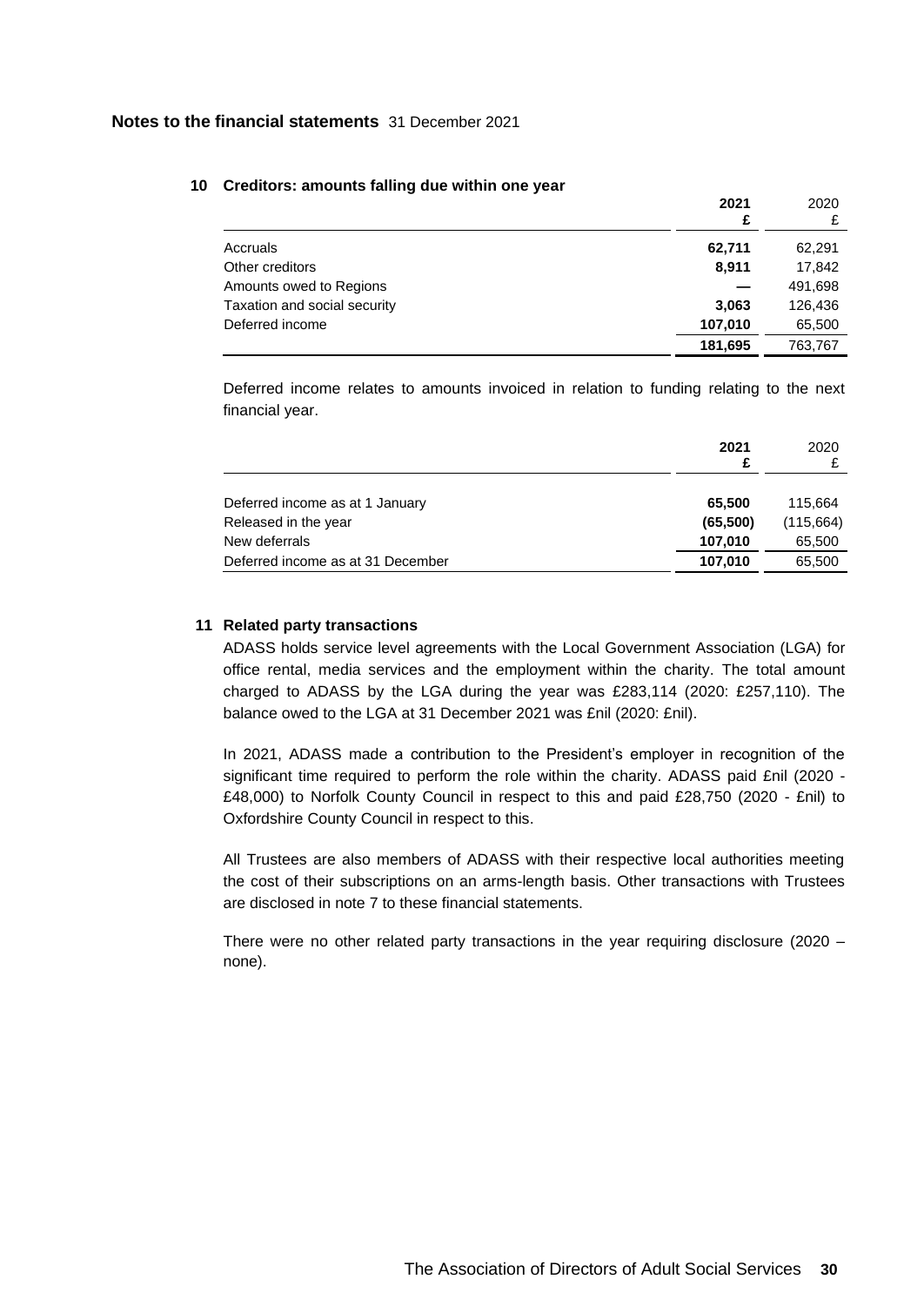## Notes to the financial statements 31 December 2021

### 10 Creditors: amounts falling due within one year

| | 2021 £ | 2020 £ |
|---|---|---|
| Accruals | **62,711** | 62,291 |
| Other creditors | **8,911** | 17,842 |
| Amounts owed to Regions | **—** | 491,698 |
| Taxation and social security | **3,063** | 126,436 |
| Deferred income | **107,010** | 65,500 |
| | **181,695** | 763,767 |

Deferred income relates to amounts invoiced in relation to funding relating to the next financial year.

| | 2021 £ | 2020 £ |
|---|---|---|
| Deferred income as at 1 January | **65,500** | 115,664 |
| Released in the year | **(65,500)** | (115,664) |
| New deferrals | **107,010** | 65,500 |
| Deferred income as at 31 December | **107,010** | 65,500 |

### 11 Related party transactions

ADASS holds service level agreements with the Local Government Association (LGA) for office rental, media services and the employment within the charity. The total amount charged to ADASS by the LGA during the year was £283,114 (2020: £257,110). The balance owed to the LGA at 31 December 2021 was £nil (2020: £nil).

In 2021, ADASS made a contribution to the President's employer in recognition of the significant time required to perform the role within the charity. ADASS paid £nil (2020 - £48,000) to Norfolk County Council in respect to this and paid £28,750 (2020 - £nil) to Oxfordshire County Council in respect to this.

All Trustees are also members of ADASS with their respective local authorities meeting the cost of their subscriptions on an arms-length basis. Other transactions with Trustees are disclosed in note 7 to these financial statements.

There were no other related party transactions in the year requiring disclosure (2020 – none).